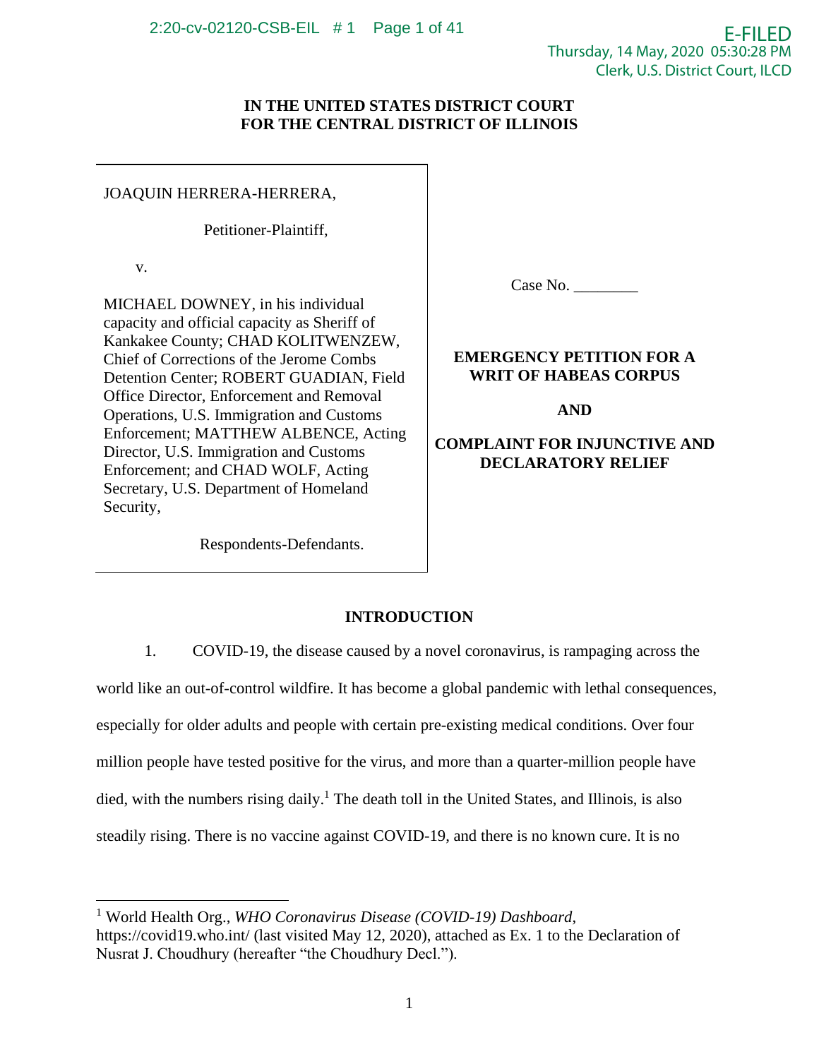**IN THE UNITED STATES DISTRICT COURT**
**FOR THE CENTRAL DISTRICT OF ILLINOIS**

JOAQUIN HERRERA-HERRERA,

Petitioner-Plaintiff,

v.

MICHAEL DOWNEY, in his individual capacity and official capacity as Sheriff of Kankakee County; CHAD KOLITWENZEW, Chief of Corrections of the Jerome Combs Detention Center; ROBERT GUADIAN, Field Office Director, Enforcement and Removal Operations, U.S. Immigration and Customs Enforcement; MATTHEW ALBENCE, Acting Director, U.S. Immigration and Customs Enforcement; and CHAD WOLF, Acting Secretary, U.S. Department of Homeland Security,

Respondents-Defendants.

Case No. ________

**EMERGENCY PETITION FOR A WRIT OF HABEAS CORPUS**

**AND**

**COMPLAINT FOR INJUNCTIVE AND DECLARATORY RELIEF**

## INTRODUCTION

1. COVID-19, the disease caused by a novel coronavirus, is rampaging across the world like an out-of-control wildfire. It has become a global pandemic with lethal consequences, especially for older adults and people with certain pre-existing medical conditions. Over four million people have tested positive for the virus, and more than a quarter-million people have died, with the numbers rising daily.[1] The death toll in the United States, and Illinois, is also steadily rising. There is no vaccine against COVID-19, and there is no known cure. It is no

[1] World Health Org., *WHO Coronavirus Disease (COVID-19) Dashboard*, https://covid19.who.int/ (last visited May 12, 2020), attached as Ex. 1 to the Declaration of Nusrat J. Choudhury (hereafter "the Choudhury Decl.").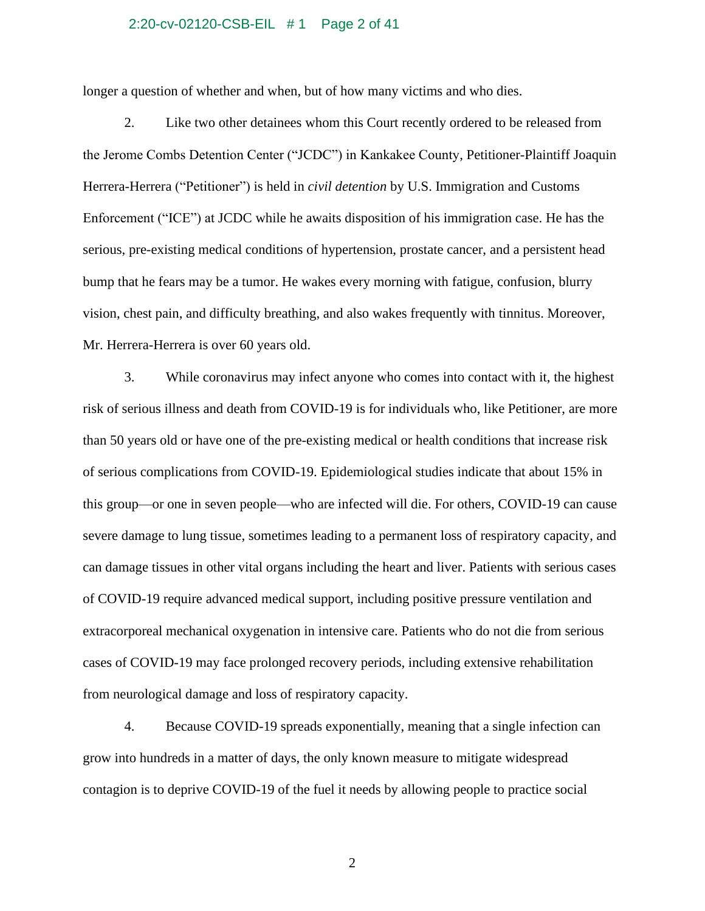longer a question of whether and when, but of how many victims and who dies.

2. Like two other detainees whom this Court recently ordered to be released from the Jerome Combs Detention Center ("JCDC") in Kankakee County, Petitioner-Plaintiff Joaquin Herrera-Herrera ("Petitioner") is held in *civil detention* by U.S. Immigration and Customs Enforcement ("ICE") at JCDC while he awaits disposition of his immigration case. He has the serious, pre-existing medical conditions of hypertension, prostate cancer, and a persistent head bump that he fears may be a tumor. He wakes every morning with fatigue, confusion, blurry vision, chest pain, and difficulty breathing, and also wakes frequently with tinnitus. Moreover, Mr. Herrera-Herrera is over 60 years old.

3. While coronavirus may infect anyone who comes into contact with it, the highest risk of serious illness and death from COVID-19 is for individuals who, like Petitioner, are more than 50 years old or have one of the pre-existing medical or health conditions that increase risk of serious complications from COVID-19. Epidemiological studies indicate that about 15% in this group—or one in seven people—who are infected will die. For others, COVID-19 can cause severe damage to lung tissue, sometimes leading to a permanent loss of respiratory capacity, and can damage tissues in other vital organs including the heart and liver. Patients with serious cases of COVID-19 require advanced medical support, including positive pressure ventilation and extracorporeal mechanical oxygenation in intensive care. Patients who do not die from serious cases of COVID-19 may face prolonged recovery periods, including extensive rehabilitation from neurological damage and loss of respiratory capacity.

4. Because COVID-19 spreads exponentially, meaning that a single infection can grow into hundreds in a matter of days, the only known measure to mitigate widespread contagion is to deprive COVID-19 of the fuel it needs by allowing people to practice social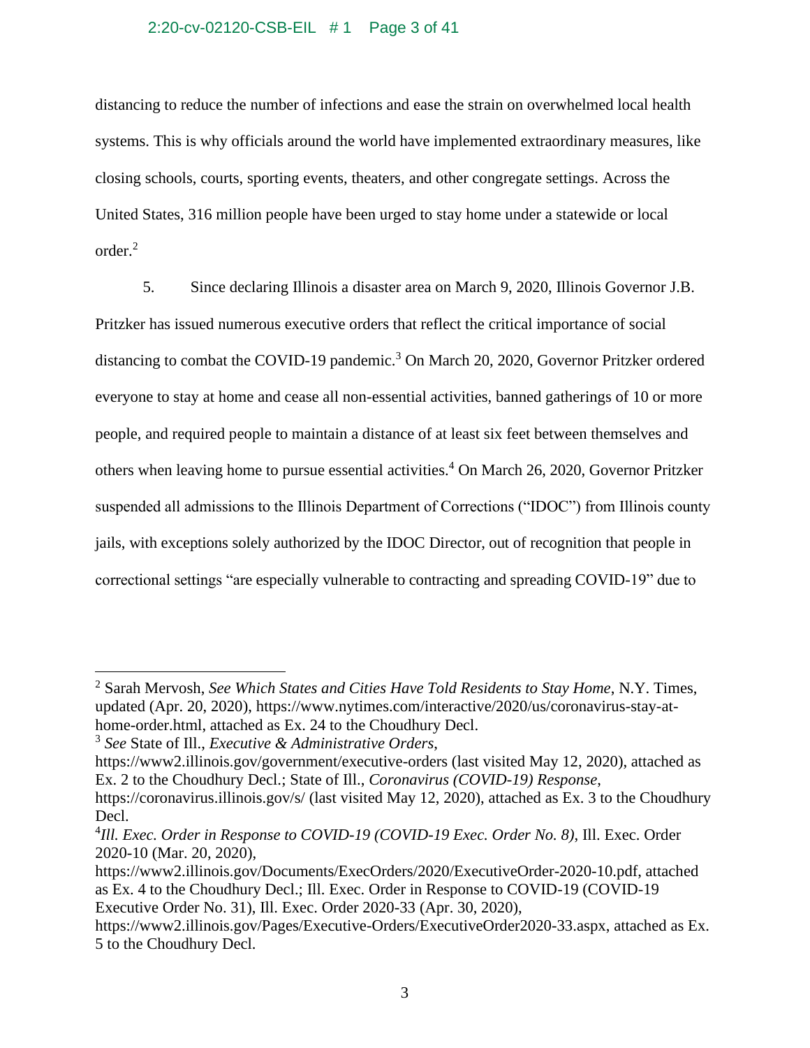distancing to reduce the number of infections and ease the strain on overwhelmed local health systems. This is why officials around the world have implemented extraordinary measures, like closing schools, courts, sporting events, theaters, and other congregate settings. Across the United States, 316 million people have been urged to stay home under a statewide or local order.[2]

5. Since declaring Illinois a disaster area on March 9, 2020, Illinois Governor J.B. Pritzker has issued numerous executive orders that reflect the critical importance of social distancing to combat the COVID-19 pandemic.[3] On March 20, 2020, Governor Pritzker ordered everyone to stay at home and cease all non-essential activities, banned gatherings of 10 or more people, and required people to maintain a distance of at least six feet between themselves and others when leaving home to pursue essential activities.[4] On March 26, 2020, Governor Pritzker suspended all admissions to the Illinois Department of Corrections ("IDOC") from Illinois county jails, with exceptions solely authorized by the IDOC Director, out of recognition that people in correctional settings "are especially vulnerable to contracting and spreading COVID-19" due to

---

[2] Sarah Mervosh, *See Which States and Cities Have Told Residents to Stay Home*, N.Y. Times, updated (Apr. 20, 2020), https://www.nytimes.com/interactive/2020/us/coronavirus-stay-at-home-order.html, attached as Ex. 24 to the Choudhury Decl.

[3] *See* State of Ill., *Executive & Administrative Orders*, https://www2.illinois.gov/government/executive-orders (last visited May 12, 2020), attached as Ex. 2 to the Choudhury Decl.; State of Ill., *Coronavirus (COVID-19) Response*, https://coronavirus.illinois.gov/s/ (last visited May 12, 2020), attached as Ex. 3 to the Choudhury Decl.

[4] *Ill. Exec. Order in Response to COVID-19 (COVID-19 Exec. Order No. 8)*, Ill. Exec. Order 2020-10 (Mar. 20, 2020), https://www2.illinois.gov/Documents/ExecOrders/2020/ExecutiveOrder-2020-10.pdf, attached as Ex. 4 to the Choudhury Decl.; Ill. Exec. Order in Response to COVID-19 (COVID-19 Executive Order No. 31), Ill. Exec. Order 2020-33 (Apr. 30, 2020), https://www2.illinois.gov/Pages/Executive-Orders/ExecutiveOrder2020-33.aspx, attached as Ex. 5 to the Choudhury Decl.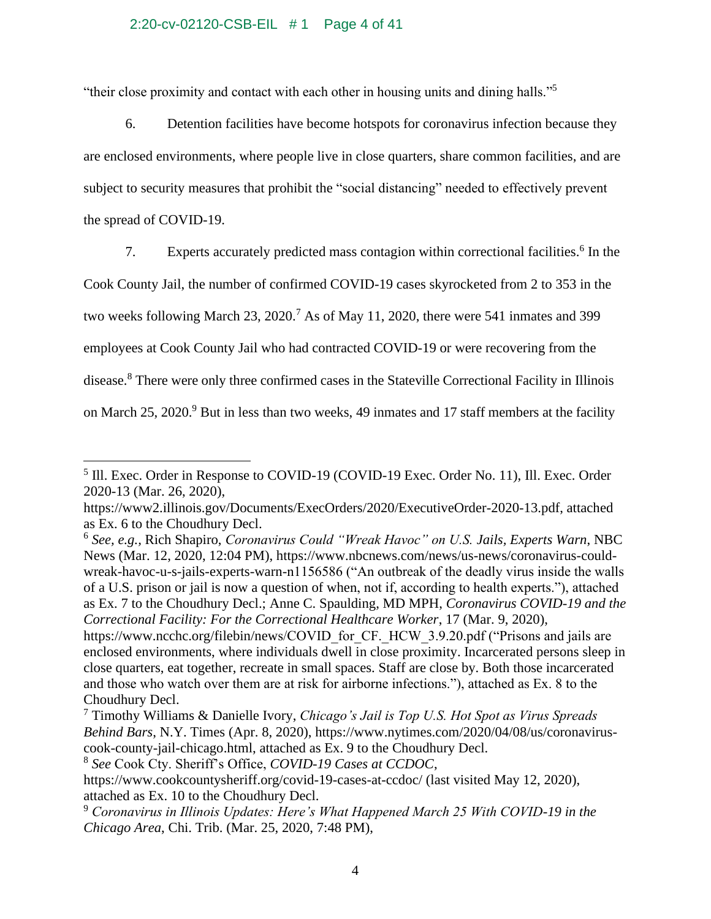"their close proximity and contact with each other in housing units and dining halls."[5]

6. Detention facilities have become hotspots for coronavirus infection because they are enclosed environments, where people live in close quarters, share common facilities, and are subject to security measures that prohibit the "social distancing" needed to effectively prevent the spread of COVID-19.

7. Experts accurately predicted mass contagion within correctional facilities.[6] In the Cook County Jail, the number of confirmed COVID-19 cases skyrocketed from 2 to 353 in the two weeks following March 23, 2020.[7] As of May 11, 2020, there were 541 inmates and 399 employees at Cook County Jail who had contracted COVID-19 or were recovering from the disease.[8] There were only three confirmed cases in the Stateville Correctional Facility in Illinois on March 25, 2020.[9] But in less than two weeks, 49 inmates and 17 staff members at the facility

---

[5] Ill. Exec. Order in Response to COVID-19 (COVID-19 Exec. Order No. 11), Ill. Exec. Order 2020-13 (Mar. 26, 2020), https://www2.illinois.gov/Documents/ExecOrders/2020/ExecutiveOrder-2020-13.pdf, attached as Ex. 6 to the Choudhury Decl.

[6] *See, e.g.*, Rich Shapiro, *Coronavirus Could "Wreak Havoc" on U.S. Jails, Experts Warn*, NBC News (Mar. 12, 2020, 12:04 PM), https://www.nbcnews.com/news/us-news/coronavirus-could-wreak-havoc-u-s-jails-experts-warn-n1156586 ("An outbreak of the deadly virus inside the walls of a U.S. prison or jail is now a question of when, not if, according to health experts."), attached as Ex. 7 to the Choudhury Decl.; Anne C. Spaulding, MD MPH, *Coronavirus COVID-19 and the Correctional Facility: For the Correctional Healthcare Worker*, 17 (Mar. 9, 2020), https://www.ncchc.org/filebin/news/COVID_for_CF._HCW_3.9.20.pdf ("Prisons and jails are enclosed environments, where individuals dwell in close proximity. Incarcerated persons sleep in close quarters, eat together, recreate in small spaces. Staff are close by. Both those incarcerated and those who watch over them are at risk for airborne infections."), attached as Ex. 8 to the Choudhury Decl.

[7] Timothy Williams & Danielle Ivory, *Chicago's Jail is Top U.S. Hot Spot as Virus Spreads Behind Bars*, N.Y. Times (Apr. 8, 2020), https://www.nytimes.com/2020/04/08/us/coronavirus-cook-county-jail-chicago.html, attached as Ex. 9 to the Choudhury Decl.

[8] *See* Cook Cty. Sheriff's Office, *COVID-19 Cases at CCDOC*, https://www.cookcountysheriff.org/covid-19-cases-at-ccdoc/ (last visited May 12, 2020), attached as Ex. 10 to the Choudhury Decl.

[9] *Coronavirus in Illinois Updates: Here's What Happened March 25 With COVID-19 in the Chicago Area*, Chi. Trib. (Mar. 25, 2020, 7:48 PM),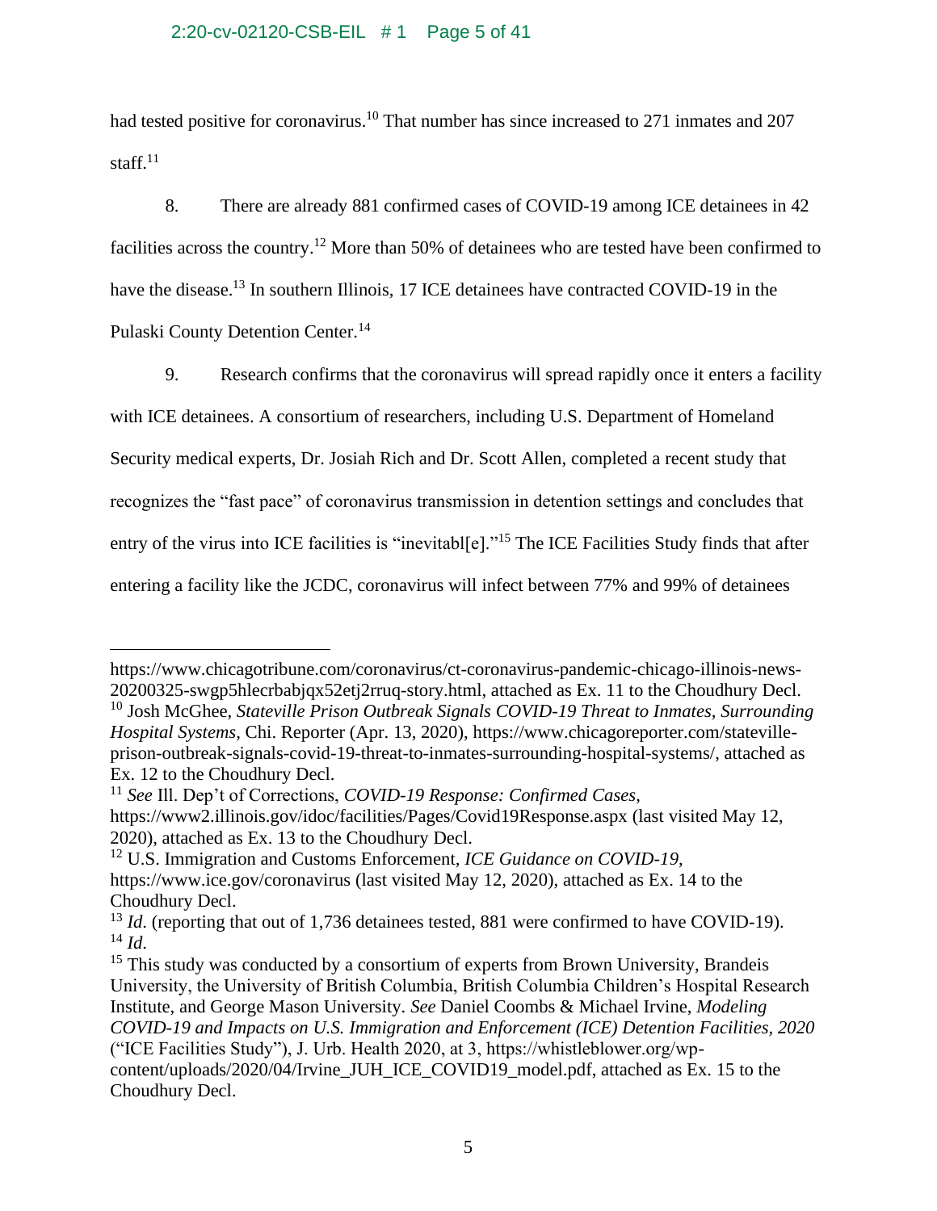had tested positive for coronavirus.[10] That number has since increased to 271 inmates and 207 staff.[11]

8. There are already 881 confirmed cases of COVID-19 among ICE detainees in 42 facilities across the country.[12] More than 50% of detainees who are tested have been confirmed to have the disease.[13] In southern Illinois, 17 ICE detainees have contracted COVID-19 in the Pulaski County Detention Center.[14]

9. Research confirms that the coronavirus will spread rapidly once it enters a facility with ICE detainees. A consortium of researchers, including U.S. Department of Homeland Security medical experts, Dr. Josiah Rich and Dr. Scott Allen, completed a recent study that recognizes the "fast pace" of coronavirus transmission in detention settings and concludes that entry of the virus into ICE facilities is "inevitabl[e]."[15] The ICE Facilities Study finds that after entering a facility like the JCDC, coronavirus will infect between 77% and 99% of detainees

---

https://www.chicagotribune.com/coronavirus/ct-coronavirus-pandemic-chicago-illinois-news-20200325-swgp5hlecrbabjqx52etj2rruq-story.html, attached as Ex. 11 to the Choudhury Decl.

[10] Josh McGhee, *Stateville Prison Outbreak Signals COVID-19 Threat to Inmates, Surrounding Hospital Systems*, Chi. Reporter (Apr. 13, 2020), https://www.chicagoreporter.com/stateville-prison-outbreak-signals-covid-19-threat-to-inmates-surrounding-hospital-systems/, attached as Ex. 12 to the Choudhury Decl.

[11] *See* Ill. Dep't of Corrections, *COVID-19 Response: Confirmed Cases*, https://www2.illinois.gov/idoc/facilities/Pages/Covid19Response.aspx (last visited May 12, 2020), attached as Ex. 13 to the Choudhury Decl.

[12] U.S. Immigration and Customs Enforcement, *ICE Guidance on COVID-19*, https://www.ice.gov/coronavirus (last visited May 12, 2020), attached as Ex. 14 to the Choudhury Decl.

[13] *Id*. (reporting that out of 1,736 detainees tested, 881 were confirmed to have COVID-19).

[14] *Id*.

[15] This study was conducted by a consortium of experts from Brown University, Brandeis University, the University of British Columbia, British Columbia Children's Hospital Research Institute, and George Mason University. *See* Daniel Coombs & Michael Irvine, *Modeling COVID-19 and Impacts on U.S. Immigration and Enforcement (ICE) Detention Facilities, 2020* ("ICE Facilities Study"), J. Urb. Health 2020, at 3, https://whistleblower.org/wp-content/uploads/2020/04/Irvine_JUH_ICE_COVID19_model.pdf, attached as Ex. 15 to the Choudhury Decl.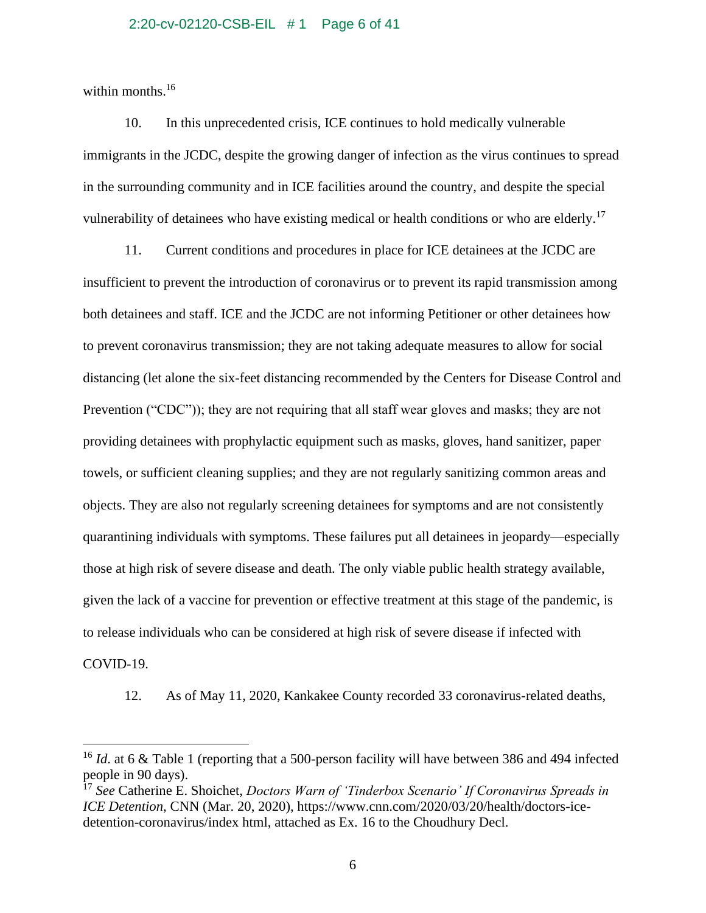within months.[16]

10. In this unprecedented crisis, ICE continues to hold medically vulnerable immigrants in the JCDC, despite the growing danger of infection as the virus continues to spread in the surrounding community and in ICE facilities around the country, and despite the special vulnerability of detainees who have existing medical or health conditions or who are elderly.[17]

11. Current conditions and procedures in place for ICE detainees at the JCDC are insufficient to prevent the introduction of coronavirus or to prevent its rapid transmission among both detainees and staff. ICE and the JCDC are not informing Petitioner or other detainees how to prevent coronavirus transmission; they are not taking adequate measures to allow for social distancing (let alone the six-feet distancing recommended by the Centers for Disease Control and Prevention ("CDC")); they are not requiring that all staff wear gloves and masks; they are not providing detainees with prophylactic equipment such as masks, gloves, hand sanitizer, paper towels, or sufficient cleaning supplies; and they are not regularly sanitizing common areas and objects. They are also not regularly screening detainees for symptoms and are not consistently quarantining individuals with symptoms. These failures put all detainees in jeopardy—especially those at high risk of severe disease and death. The only viable public health strategy available, given the lack of a vaccine for prevention or effective treatment at this stage of the pandemic, is to release individuals who can be considered at high risk of severe disease if infected with COVID-19.

12. As of May 11, 2020, Kankakee County recorded 33 coronavirus-related deaths,

---

[16] *Id*. at 6 & Table 1 (reporting that a 500-person facility will have between 386 and 494 infected people in 90 days).

[17] *See* Catherine E. Shoichet, *Doctors Warn of 'Tinderbox Scenario' If Coronavirus Spreads in ICE Detention*, CNN (Mar. 20, 2020), https://www.cnn.com/2020/03/20/health/doctors-ice-detention-coronavirus/index html, attached as Ex. 16 to the Choudhury Decl.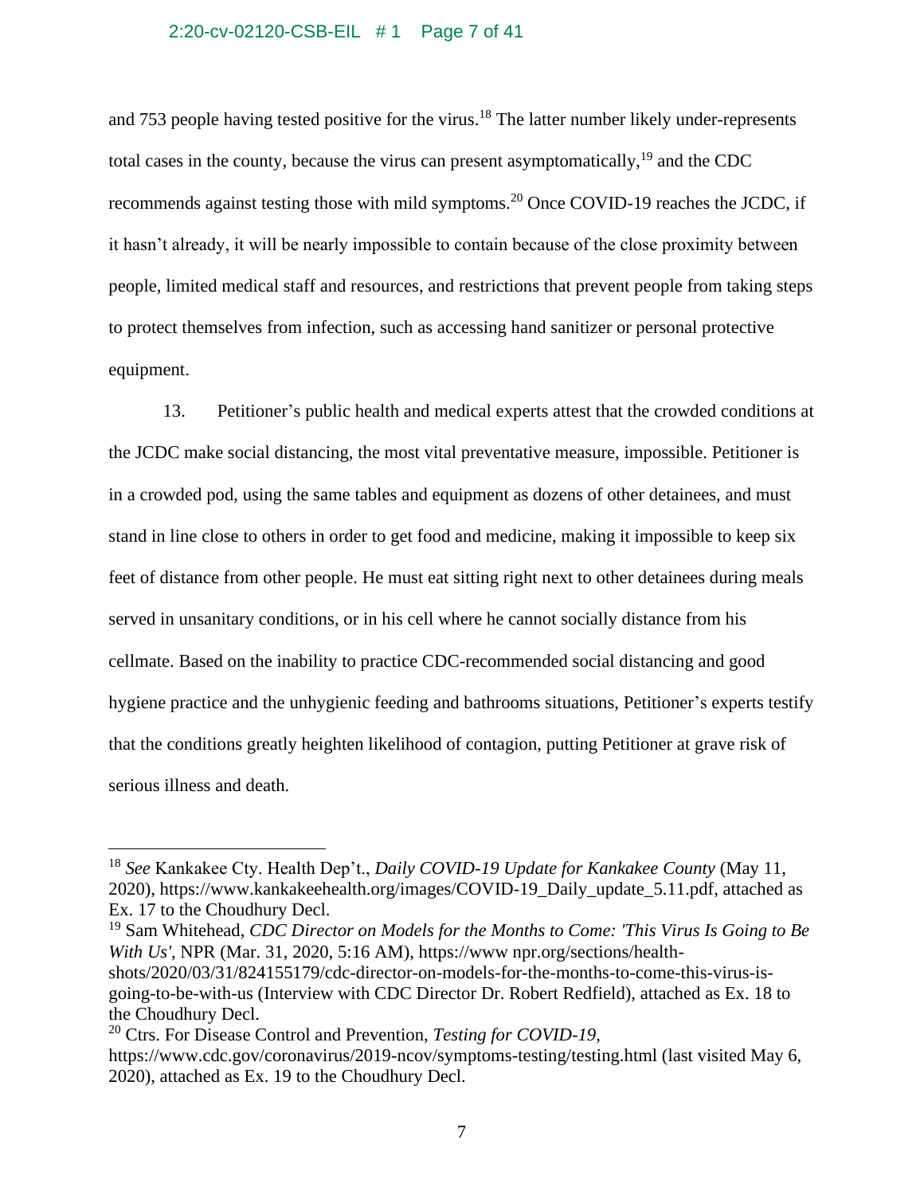and 753 people having tested positive for the virus.[18] The latter number likely under-represents total cases in the county, because the virus can present asymptomatically,[19] and the CDC recommends against testing those with mild symptoms.[20] Once COVID-19 reaches the JCDC, if it hasn't already, it will be nearly impossible to contain because of the close proximity between people, limited medical staff and resources, and restrictions that prevent people from taking steps to protect themselves from infection, such as accessing hand sanitizer or personal protective equipment.

13. Petitioner's public health and medical experts attest that the crowded conditions at the JCDC make social distancing, the most vital preventative measure, impossible. Petitioner is in a crowded pod, using the same tables and equipment as dozens of other detainees, and must stand in line close to others in order to get food and medicine, making it impossible to keep six feet of distance from other people. He must eat sitting right next to other detainees during meals served in unsanitary conditions, or in his cell where he cannot socially distance from his cellmate. Based on the inability to practice CDC-recommended social distancing and good hygiene practice and the unhygienic feeding and bathrooms situations, Petitioner's experts testify that the conditions greatly heighten likelihood of contagion, putting Petitioner at grave risk of serious illness and death.

---

[18] *See* Kankakee Cty. Health Dep't., *Daily COVID-19 Update for Kankakee County* (May 11, 2020), https://www.kankakeehealth.org/images/COVID-19_Daily_update_5.11.pdf, attached as Ex. 17 to the Choudhury Decl.

[19] Sam Whitehead, *CDC Director on Models for the Months to Come: 'This Virus Is Going to Be With Us'*, NPR (Mar. 31, 2020, 5:16 AM), https://www npr.org/sections/health-shots/2020/03/31/824155179/cdc-director-on-models-for-the-months-to-come-this-virus-is-going-to-be-with-us (Interview with CDC Director Dr. Robert Redfield), attached as Ex. 18 to the Choudhury Decl.

[20] Ctrs. For Disease Control and Prevention, *Testing for COVID-19*, https://www.cdc.gov/coronavirus/2019-ncov/symptoms-testing/testing.html (last visited May 6, 2020), attached as Ex. 19 to the Choudhury Decl.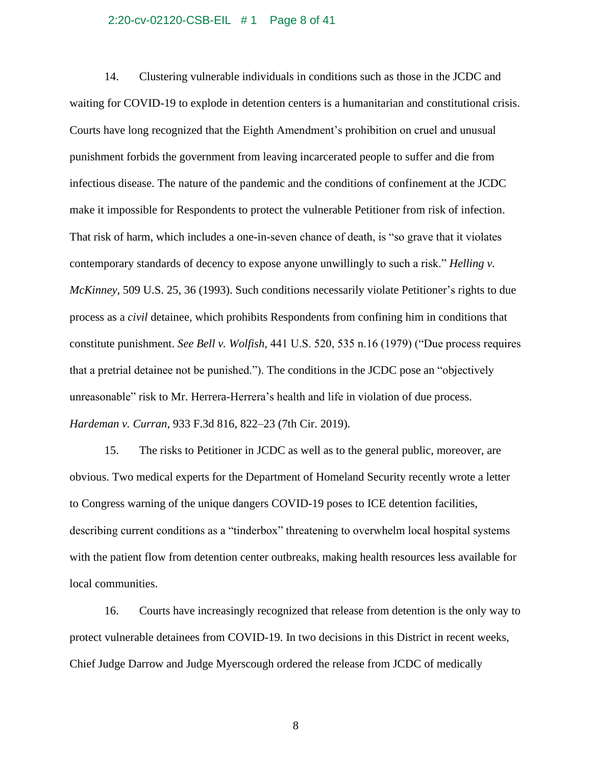14. Clustering vulnerable individuals in conditions such as those in the JCDC and waiting for COVID-19 to explode in detention centers is a humanitarian and constitutional crisis. Courts have long recognized that the Eighth Amendment's prohibition on cruel and unusual punishment forbids the government from leaving incarcerated people to suffer and die from infectious disease. The nature of the pandemic and the conditions of confinement at the JCDC make it impossible for Respondents to protect the vulnerable Petitioner from risk of infection. That risk of harm, which includes a one-in-seven chance of death, is "so grave that it violates contemporary standards of decency to expose anyone unwillingly to such a risk." *Helling v. McKinney*, 509 U.S. 25, 36 (1993). Such conditions necessarily violate Petitioner's rights to due process as a *civil* detainee, which prohibits Respondents from confining him in conditions that constitute punishment. *See Bell v. Wolfish*, 441 U.S. 520, 535 n.16 (1979) ("Due process requires that a pretrial detainee not be punished."). The conditions in the JCDC pose an "objectively unreasonable" risk to Mr. Herrera-Herrera's health and life in violation of due process. *Hardeman v. Curran*, 933 F.3d 816, 822–23 (7th Cir. 2019).

15. The risks to Petitioner in JCDC as well as to the general public, moreover, are obvious. Two medical experts for the Department of Homeland Security recently wrote a letter to Congress warning of the unique dangers COVID-19 poses to ICE detention facilities, describing current conditions as a "tinderbox" threatening to overwhelm local hospital systems with the patient flow from detention center outbreaks, making health resources less available for local communities.

16. Courts have increasingly recognized that release from detention is the only way to protect vulnerable detainees from COVID-19. In two decisions in this District in recent weeks, Chief Judge Darrow and Judge Myerscough ordered the release from JCDC of medically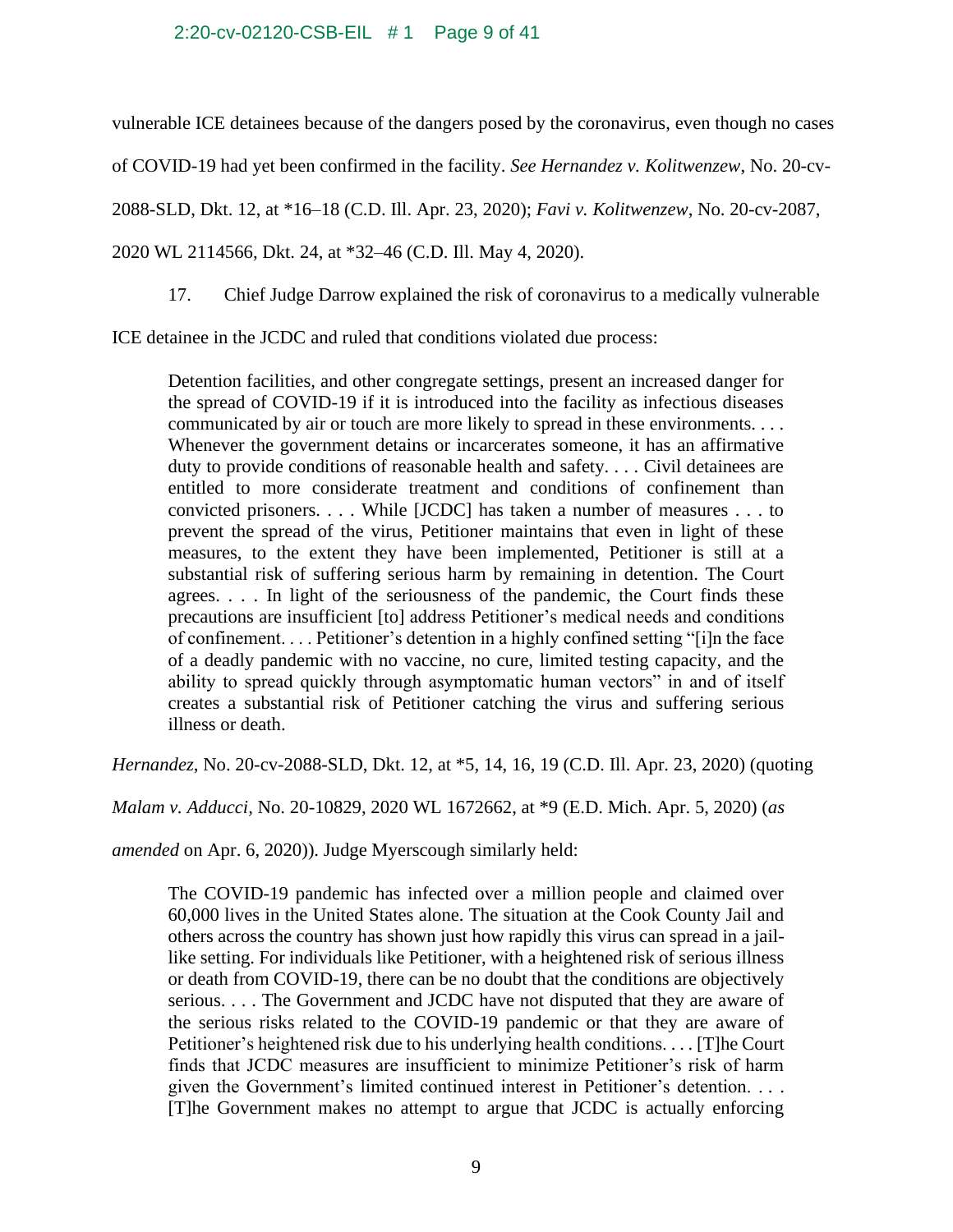vulnerable ICE detainees because of the dangers posed by the coronavirus, even though no cases of COVID-19 had yet been confirmed in the facility. *See Hernandez v. Kolitwenzew*, No. 20-cv-2088-SLD, Dkt. 12, at *16–18 (C.D. Ill. Apr. 23, 2020); *Favi v. Kolitwenzew*, No. 20-cv-2087, 2020 WL 2114566, Dkt. 24, at *32–46 (C.D. Ill. May 4, 2020).

17. Chief Judge Darrow explained the risk of coronavirus to a medically vulnerable ICE detainee in the JCDC and ruled that conditions violated due process:

> Detention facilities, and other congregate settings, present an increased danger for the spread of COVID-19 if it is introduced into the facility as infectious diseases communicated by air or touch are more likely to spread in these environments. . . . Whenever the government detains or incarcerates someone, it has an affirmative duty to provide conditions of reasonable health and safety. . . . Civil detainees are entitled to more considerate treatment and conditions of confinement than convicted prisoners. . . . While [JCDC] has taken a number of measures . . . to prevent the spread of the virus, Petitioner maintains that even in light of these measures, to the extent they have been implemented, Petitioner is still at a substantial risk of suffering serious harm by remaining in detention. The Court agrees. . . . In light of the seriousness of the pandemic, the Court finds these precautions are insufficient [to] address Petitioner's medical needs and conditions of confinement. . . . Petitioner's detention in a highly confined setting "[i]n the face of a deadly pandemic with no vaccine, no cure, limited testing capacity, and the ability to spread quickly through asymptomatic human vectors" in and of itself creates a substantial risk of Petitioner catching the virus and suffering serious illness or death.

*Hernandez*, No. 20-cv-2088-SLD, Dkt. 12, at *5, 14, 16, 19 (C.D. Ill. Apr. 23, 2020) (quoting *Malam v. Adducci*, No. 20-10829, 2020 WL 1672662, at *9 (E.D. Mich. Apr. 5, 2020) (*as amended* on Apr. 6, 2020)). Judge Myerscough similarly held:

> The COVID-19 pandemic has infected over a million people and claimed over 60,000 lives in the United States alone. The situation at the Cook County Jail and others across the country has shown just how rapidly this virus can spread in a jail-like setting. For individuals like Petitioner, with a heightened risk of serious illness or death from COVID-19, there can be no doubt that the conditions are objectively serious. . . . The Government and JCDC have not disputed that they are aware of the serious risks related to the COVID-19 pandemic or that they are aware of Petitioner's heightened risk due to his underlying health conditions. . . . [T]he Court finds that JCDC measures are insufficient to minimize Petitioner's risk of harm given the Government's limited continued interest in Petitioner's detention. . . . [T]he Government makes no attempt to argue that JCDC is actually enforcing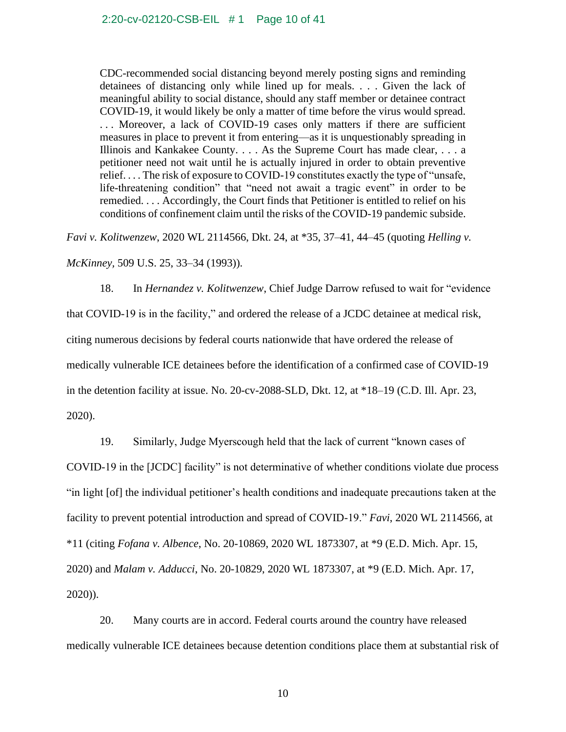> CDC-recommended social distancing beyond merely posting signs and reminding detainees of distancing only while lined up for meals. . . . Given the lack of meaningful ability to social distance, should any staff member or detainee contract COVID-19, it would likely be only a matter of time before the virus would spread. . . . Moreover, a lack of COVID-19 cases only matters if there are sufficient measures in place to prevent it from entering—as it is unquestionably spreading in Illinois and Kankakee County. . . . As the Supreme Court has made clear, . . . a petitioner need not wait until he is actually injured in order to obtain preventive relief. . . . The risk of exposure to COVID-19 constitutes exactly the type of "unsafe, life-threatening condition" that "need not await a tragic event" in order to be remedied. . . . Accordingly, the Court finds that Petitioner is entitled to relief on his conditions of confinement claim until the risks of the COVID-19 pandemic subside.

*Favi v. Kolitwenzew*, 2020 WL 2114566, Dkt. 24, at *35, 37–41, 44–45 (quoting *Helling v. McKinney*, 509 U.S. 25, 33–34 (1993)).

18. In *Hernandez v. Kolitwenzew*, Chief Judge Darrow refused to wait for "evidence that COVID-19 is in the facility," and ordered the release of a JCDC detainee at medical risk, citing numerous decisions by federal courts nationwide that have ordered the release of medically vulnerable ICE detainees before the identification of a confirmed case of COVID-19 in the detention facility at issue. No. 20-cv-2088-SLD, Dkt. 12, at *18–19 (C.D. Ill. Apr. 23, 2020).

19. Similarly, Judge Myerscough held that the lack of current "known cases of COVID-19 in the [JCDC] facility" is not determinative of whether conditions violate due process "in light [of] the individual petitioner's health conditions and inadequate precautions taken at the facility to prevent potential introduction and spread of COVID-19." *Favi*, 2020 WL 2114566, at *11 (citing *Fofana v. Albence*, No. 20-10869, 2020 WL 1873307, at *9 (E.D. Mich. Apr. 15, 2020) and *Malam v. Adducci*, No. 20-10829, 2020 WL 1873307, at *9 (E.D. Mich. Apr. 17, 2020)).

20. Many courts are in accord. Federal courts around the country have released medically vulnerable ICE detainees because detention conditions place them at substantial risk of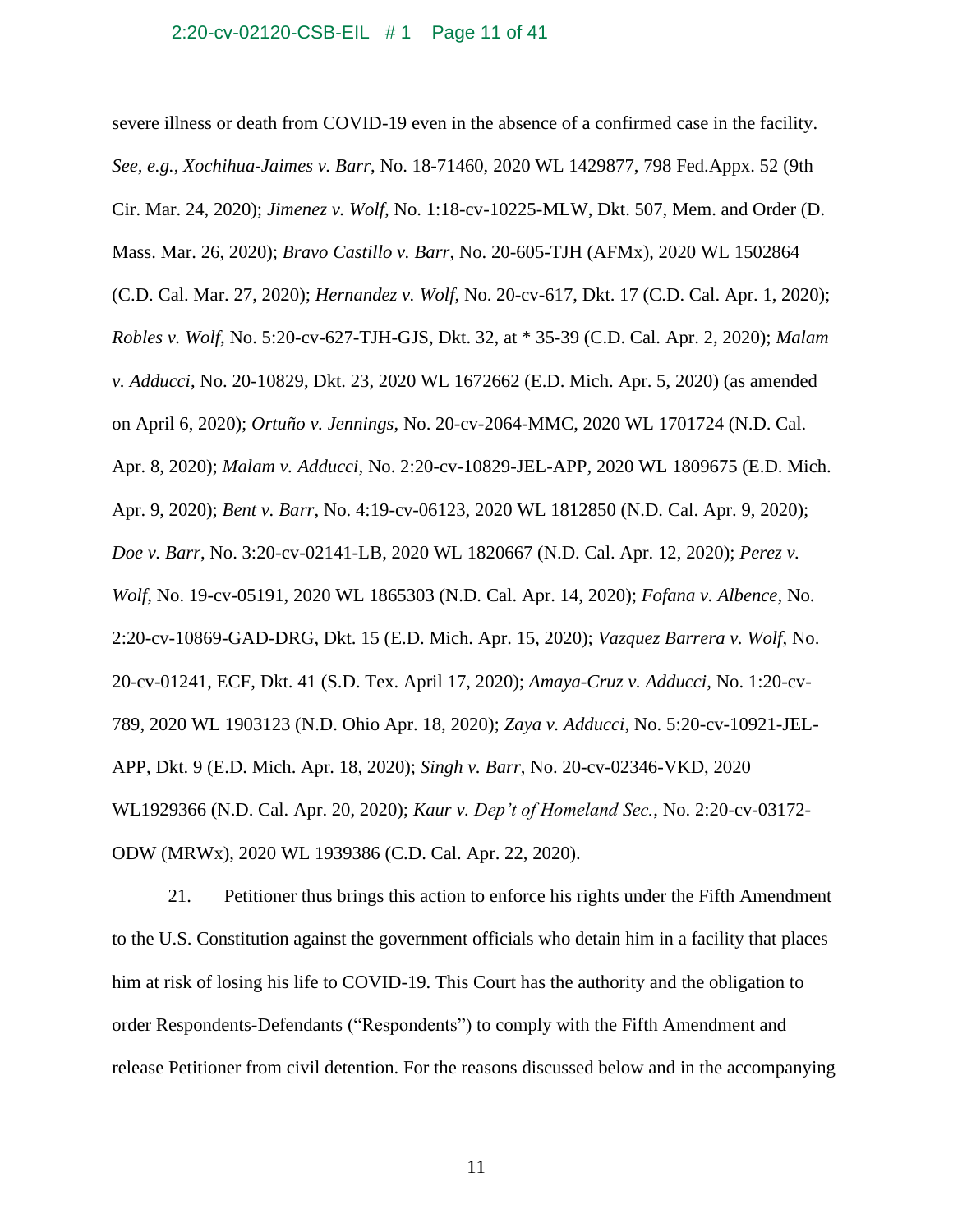severe illness or death from COVID-19 even in the absence of a confirmed case in the facility. *See, e.g.*, *Xochihua-Jaimes v. Barr*, No. 18-71460, 2020 WL 1429877, 798 Fed.Appx. 52 (9th Cir. Mar. 24, 2020); *Jimenez v. Wolf*, No. 1:18-cv-10225-MLW, Dkt. 507, Mem. and Order (D. Mass. Mar. 26, 2020); *Bravo Castillo v. Barr*, No. 20-605-TJH (AFMx), 2020 WL 1502864 (C.D. Cal. Mar. 27, 2020); *Hernandez v. Wolf*, No. 20-cv-617, Dkt. 17 (C.D. Cal. Apr. 1, 2020); *Robles v. Wolf*, No. 5:20-cv-627-TJH-GJS, Dkt. 32, at * 35-39 (C.D. Cal. Apr. 2, 2020); *Malam v. Adducci*, No. 20-10829, Dkt. 23, 2020 WL 1672662 (E.D. Mich. Apr. 5, 2020) (as amended on April 6, 2020); *Ortuño v. Jennings*, No. 20-cv-2064-MMC, 2020 WL 1701724 (N.D. Cal. Apr. 8, 2020); *Malam v. Adducci*, No. 2:20-cv-10829-JEL-APP, 2020 WL 1809675 (E.D. Mich. Apr. 9, 2020); *Bent v. Barr*, No. 4:19-cv-06123, 2020 WL 1812850 (N.D. Cal. Apr. 9, 2020); *Doe v. Barr*, No. 3:20-cv-02141-LB, 2020 WL 1820667 (N.D. Cal. Apr. 12, 2020); *Perez v. Wolf*, No. 19-cv-05191, 2020 WL 1865303 (N.D. Cal. Apr. 14, 2020); *Fofana v. Albence*, No. 2:20-cv-10869-GAD-DRG, Dkt. 15 (E.D. Mich. Apr. 15, 2020); *Vazquez Barrera v. Wolf*, No. 20-cv-01241, ECF, Dkt. 41 (S.D. Tex. April 17, 2020); *Amaya-Cruz v. Adducci*, No. 1:20-cv-789, 2020 WL 1903123 (N.D. Ohio Apr. 18, 2020); *Zaya v. Adducci*, No. 5:20-cv-10921-JEL-APP, Dkt. 9 (E.D. Mich. Apr. 18, 2020); *Singh v. Barr*, No. 20-cv-02346-VKD, 2020 WL1929366 (N.D. Cal. Apr. 20, 2020); *Kaur v. Dep't of Homeland Sec.*, No. 2:20-cv-03172-ODW (MRWx), 2020 WL 1939386 (C.D. Cal. Apr. 22, 2020).

21. Petitioner thus brings this action to enforce his rights under the Fifth Amendment to the U.S. Constitution against the government officials who detain him in a facility that places him at risk of losing his life to COVID-19. This Court has the authority and the obligation to order Respondents-Defendants ("Respondents") to comply with the Fifth Amendment and release Petitioner from civil detention. For the reasons discussed below and in the accompanying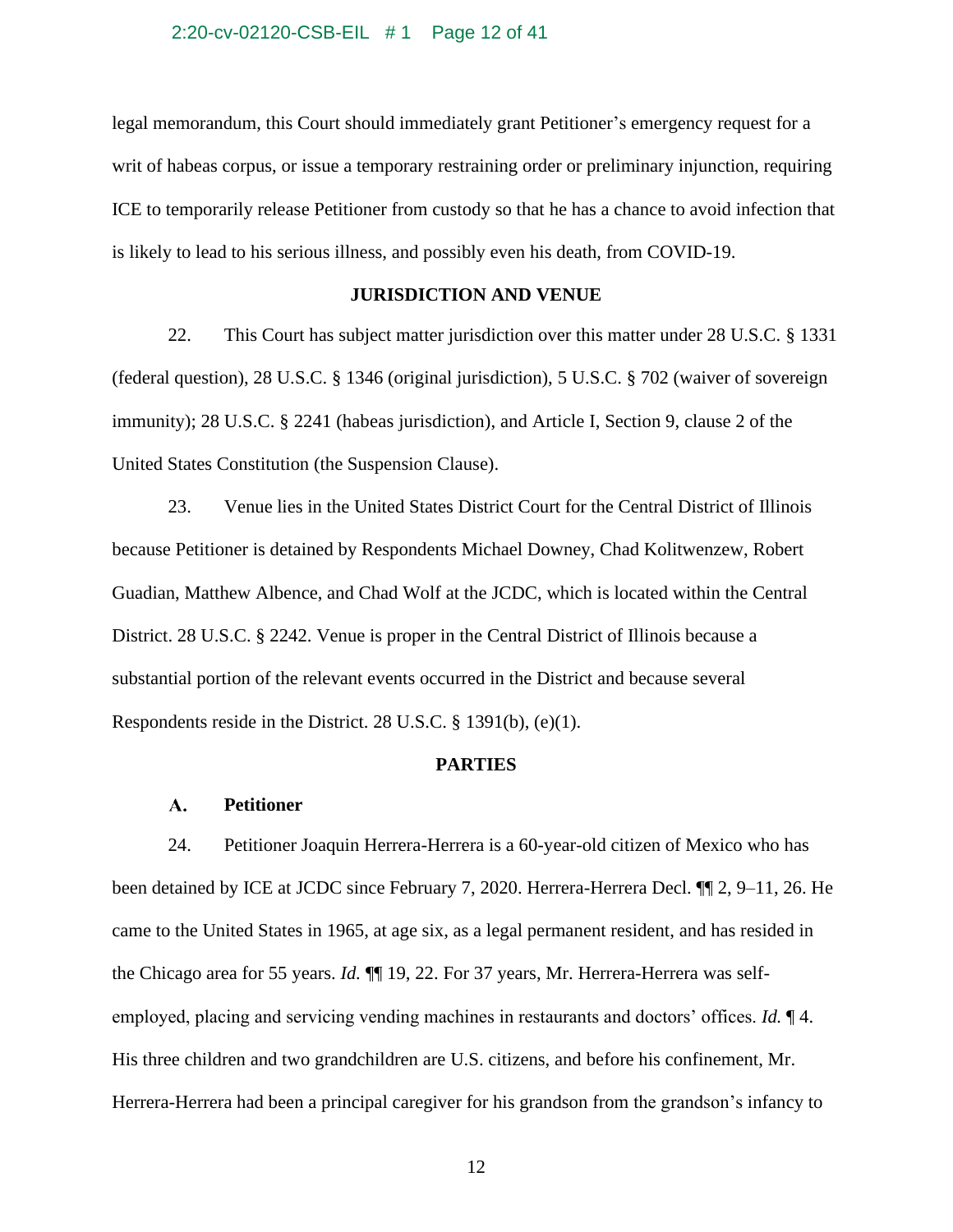legal memorandum, this Court should immediately grant Petitioner's emergency request for a writ of habeas corpus, or issue a temporary restraining order or preliminary injunction, requiring ICE to temporarily release Petitioner from custody so that he has a chance to avoid infection that is likely to lead to his serious illness, and possibly even his death, from COVID-19.

## JURISDICTION AND VENUE

22. This Court has subject matter jurisdiction over this matter under 28 U.S.C. § 1331 (federal question), 28 U.S.C. § 1346 (original jurisdiction), 5 U.S.C. § 702 (waiver of sovereign immunity); 28 U.S.C. § 2241 (habeas jurisdiction), and Article I, Section 9, clause 2 of the United States Constitution (the Suspension Clause).

23. Venue lies in the United States District Court for the Central District of Illinois because Petitioner is detained by Respondents Michael Downey, Chad Kolitwenzew, Robert Guadian, Matthew Albence, and Chad Wolf at the JCDC, which is located within the Central District. 28 U.S.C. § 2242. Venue is proper in the Central District of Illinois because a substantial portion of the relevant events occurred in the District and because several Respondents reside in the District. 28 U.S.C. § 1391(b), (e)(1).

## PARTIES

### A. Petitioner

24. Petitioner Joaquin Herrera-Herrera is a 60-year-old citizen of Mexico who has been detained by ICE at JCDC since February 7, 2020. Herrera-Herrera Decl. ¶¶ 2, 9–11, 26. He came to the United States in 1965, at age six, as a legal permanent resident, and has resided in the Chicago area for 55 years. *Id.* ¶¶ 19, 22. For 37 years, Mr. Herrera-Herrera was self-employed, placing and servicing vending machines in restaurants and doctors' offices. *Id.* ¶ 4. His three children and two grandchildren are U.S. citizens, and before his confinement, Mr. Herrera-Herrera had been a principal caregiver for his grandson from the grandson's infancy to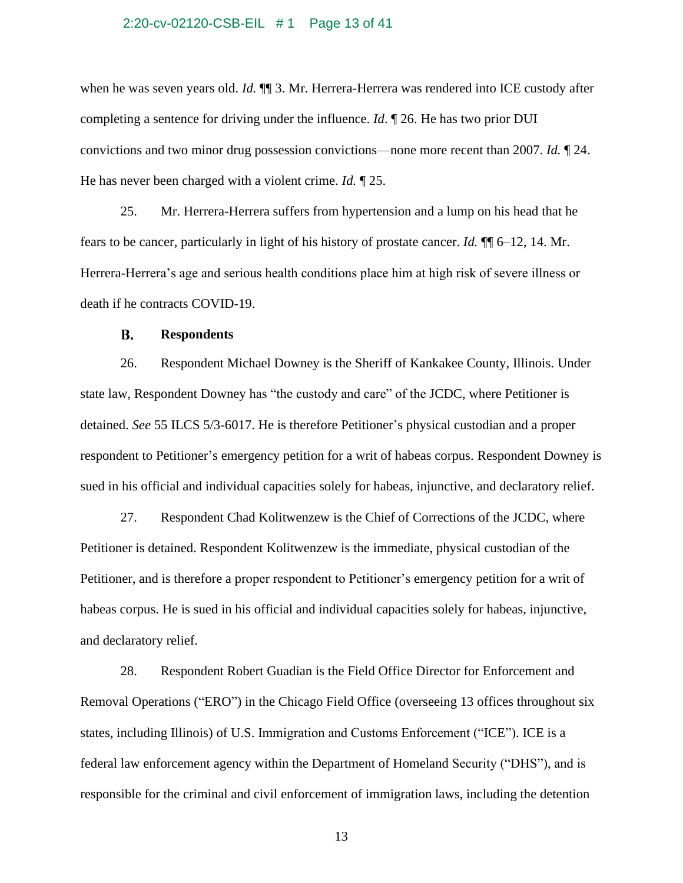when he was seven years old. *Id.* ¶¶ 3. Mr. Herrera-Herrera was rendered into ICE custody after completing a sentence for driving under the influence. *Id*. ¶ 26. He has two prior DUI convictions and two minor drug possession convictions—none more recent than 2007. *Id.* ¶ 24. He has never been charged with a violent crime. *Id.* ¶ 25.

25. Mr. Herrera-Herrera suffers from hypertension and a lump on his head that he fears to be cancer, particularly in light of his history of prostate cancer. *Id.* ¶¶ 6–12, 14. Mr. Herrera-Herrera's age and serious health conditions place him at high risk of severe illness or death if he contracts COVID-19.

### B. Respondents

26. Respondent Michael Downey is the Sheriff of Kankakee County, Illinois. Under state law, Respondent Downey has "the custody and care" of the JCDC, where Petitioner is detained. *See* 55 ILCS 5/3-6017. He is therefore Petitioner's physical custodian and a proper respondent to Petitioner's emergency petition for a writ of habeas corpus. Respondent Downey is sued in his official and individual capacities solely for habeas, injunctive, and declaratory relief.

27. Respondent Chad Kolitwenzew is the Chief of Corrections of the JCDC, where Petitioner is detained. Respondent Kolitwenzew is the immediate, physical custodian of the Petitioner, and is therefore a proper respondent to Petitioner's emergency petition for a writ of habeas corpus. He is sued in his official and individual capacities solely for habeas, injunctive, and declaratory relief.

28. Respondent Robert Guadian is the Field Office Director for Enforcement and Removal Operations ("ERO") in the Chicago Field Office (overseeing 13 offices throughout six states, including Illinois) of U.S. Immigration and Customs Enforcement ("ICE"). ICE is a federal law enforcement agency within the Department of Homeland Security ("DHS"), and is responsible for the criminal and civil enforcement of immigration laws, including the detention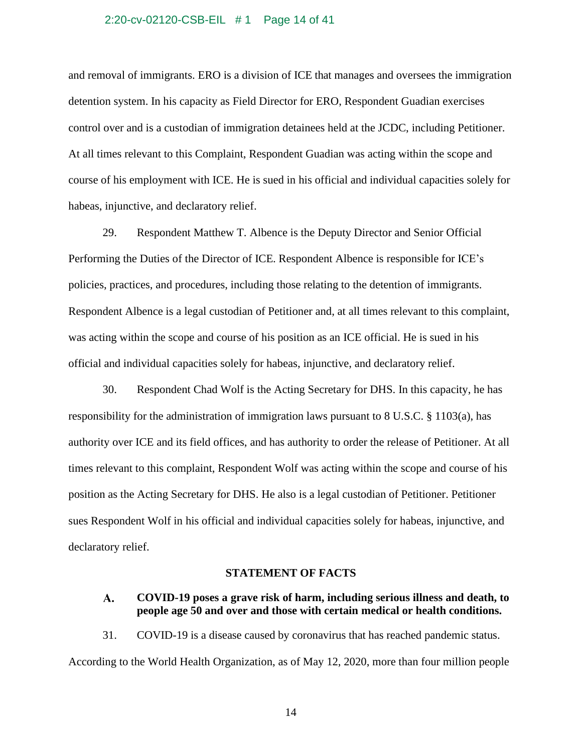and removal of immigrants. ERO is a division of ICE that manages and oversees the immigration detention system. In his capacity as Field Director for ERO, Respondent Guadian exercises control over and is a custodian of immigration detainees held at the JCDC, including Petitioner. At all times relevant to this Complaint, Respondent Guadian was acting within the scope and course of his employment with ICE. He is sued in his official and individual capacities solely for habeas, injunctive, and declaratory relief.

29. Respondent Matthew T. Albence is the Deputy Director and Senior Official Performing the Duties of the Director of ICE. Respondent Albence is responsible for ICE's policies, practices, and procedures, including those relating to the detention of immigrants. Respondent Albence is a legal custodian of Petitioner and, at all times relevant to this complaint, was acting within the scope and course of his position as an ICE official. He is sued in his official and individual capacities solely for habeas, injunctive, and declaratory relief.

30. Respondent Chad Wolf is the Acting Secretary for DHS. In this capacity, he has responsibility for the administration of immigration laws pursuant to 8 U.S.C. § 1103(a), has authority over ICE and its field offices, and has authority to order the release of Petitioner. At all times relevant to this complaint, Respondent Wolf was acting within the scope and course of his position as the Acting Secretary for DHS. He also is a legal custodian of Petitioner. Petitioner sues Respondent Wolf in his official and individual capacities solely for habeas, injunctive, and declaratory relief.

## STATEMENT OF FACTS

### A. COVID-19 poses a grave risk of harm, including serious illness and death, to people age 50 and over and those with certain medical or health conditions.

31. COVID-19 is a disease caused by coronavirus that has reached pandemic status. According to the World Health Organization, as of May 12, 2020, more than four million people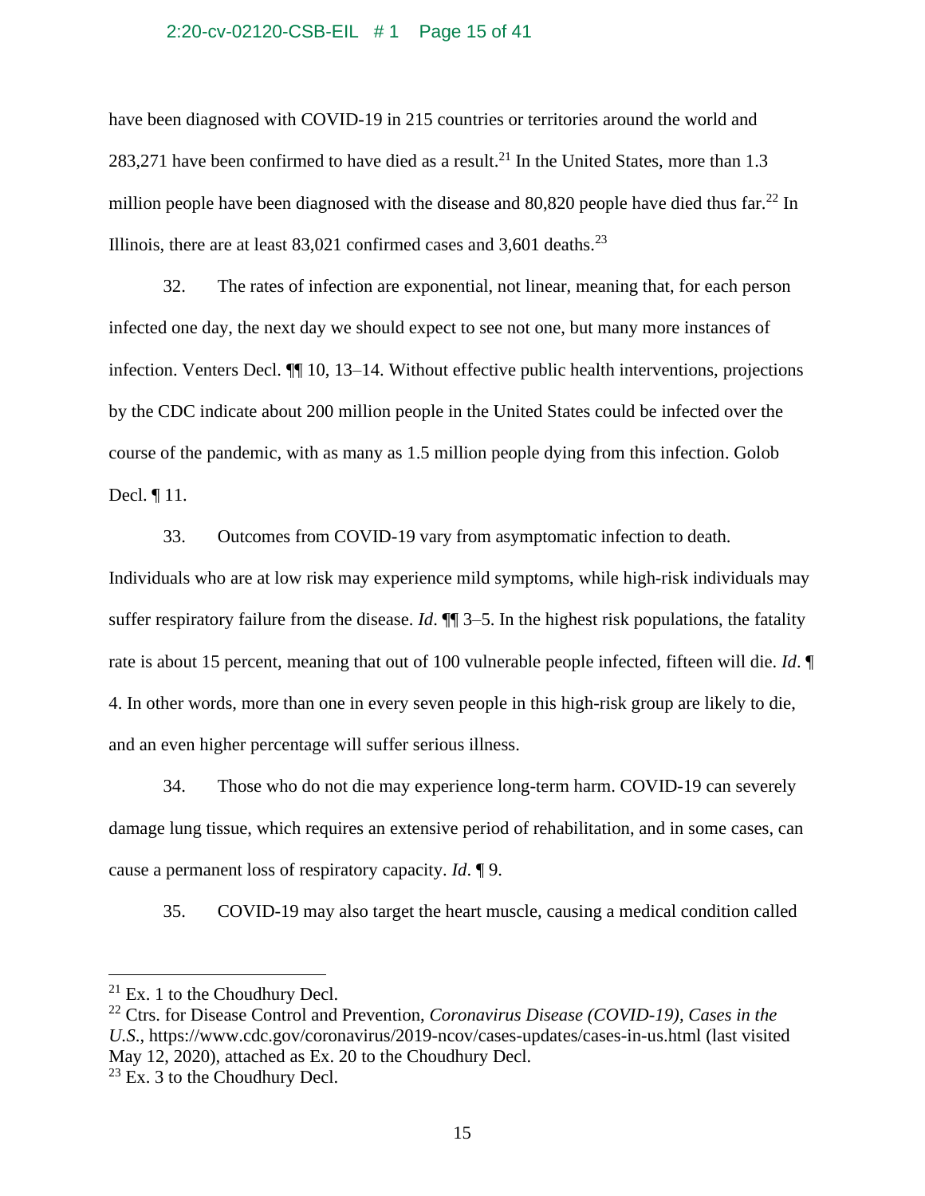have been diagnosed with COVID-19 in 215 countries or territories around the world and 283,271 have been confirmed to have died as a result.[21] In the United States, more than 1.3 million people have been diagnosed with the disease and 80,820 people have died thus far.[22] In Illinois, there are at least 83,021 confirmed cases and 3,601 deaths.[23]

32. The rates of infection are exponential, not linear, meaning that, for each person infected one day, the next day we should expect to see not one, but many more instances of infection. Venters Decl. ¶¶ 10, 13–14. Without effective public health interventions, projections by the CDC indicate about 200 million people in the United States could be infected over the course of the pandemic, with as many as 1.5 million people dying from this infection. Golob Decl. ¶ 11.

33. Outcomes from COVID-19 vary from asymptomatic infection to death. Individuals who are at low risk may experience mild symptoms, while high-risk individuals may suffer respiratory failure from the disease. *Id*. ¶¶ 3–5. In the highest risk populations, the fatality rate is about 15 percent, meaning that out of 100 vulnerable people infected, fifteen will die. *Id*. ¶ 4. In other words, more than one in every seven people in this high-risk group are likely to die, and an even higher percentage will suffer serious illness.

34. Those who do not die may experience long-term harm. COVID-19 can severely damage lung tissue, which requires an extensive period of rehabilitation, and in some cases, can cause a permanent loss of respiratory capacity. *Id*. ¶ 9.

35. COVID-19 may also target the heart muscle, causing a medical condition called

---

[21] Ex. 1 to the Choudhury Decl.

[22] Ctrs. for Disease Control and Prevention, *Coronavirus Disease (COVID-19), Cases in the U.S.*, https://www.cdc.gov/coronavirus/2019-ncov/cases-updates/cases-in-us.html (last visited May 12, 2020), attached as Ex. 20 to the Choudhury Decl.

[23] Ex. 3 to the Choudhury Decl.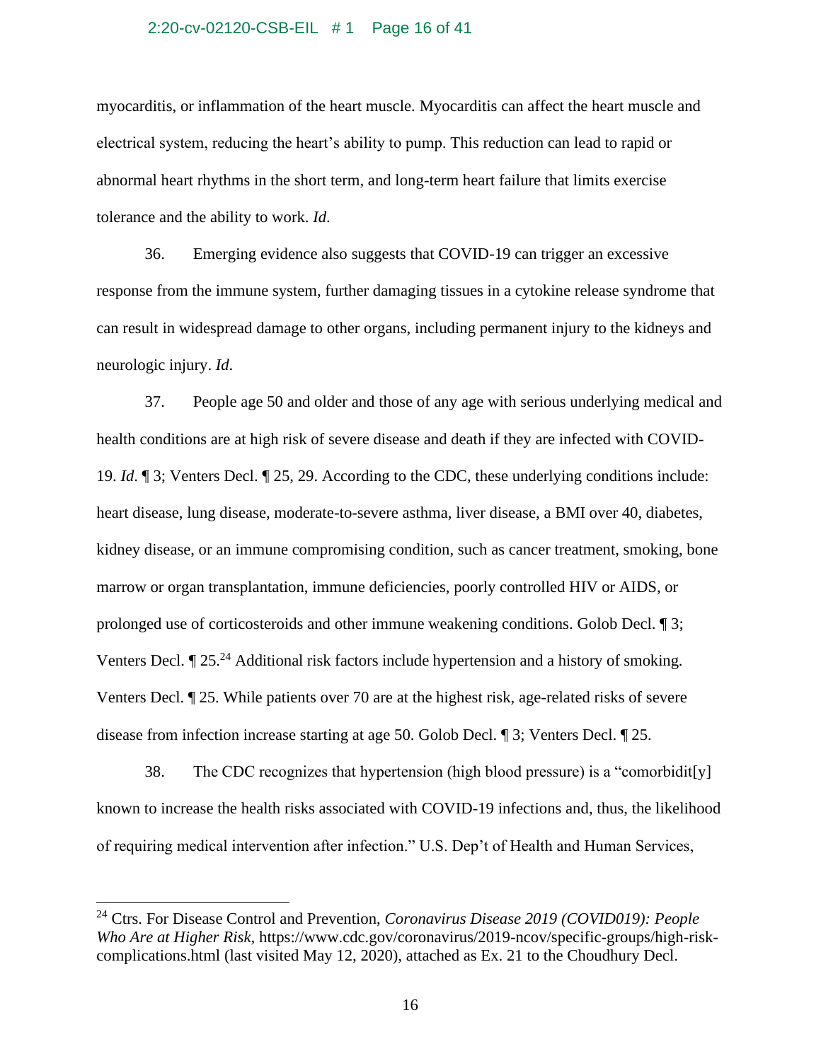myocarditis, or inflammation of the heart muscle. Myocarditis can affect the heart muscle and electrical system, reducing the heart's ability to pump. This reduction can lead to rapid or abnormal heart rhythms in the short term, and long-term heart failure that limits exercise tolerance and the ability to work. *Id.*

36. Emerging evidence also suggests that COVID-19 can trigger an excessive response from the immune system, further damaging tissues in a cytokine release syndrome that can result in widespread damage to other organs, including permanent injury to the kidneys and neurologic injury. *Id.*

37. People age 50 and older and those of any age with serious underlying medical and health conditions are at high risk of severe disease and death if they are infected with COVID-19. *Id.* ¶ 3; Venters Decl. ¶ 25, 29. According to the CDC, these underlying conditions include: heart disease, lung disease, moderate-to-severe asthma, liver disease, a BMI over 40, diabetes, kidney disease, or an immune compromising condition, such as cancer treatment, smoking, bone marrow or organ transplantation, immune deficiencies, poorly controlled HIV or AIDS, or prolonged use of corticosteroids and other immune weakening conditions. Golob Decl. ¶ 3; Venters Decl. ¶ 25.[24] Additional risk factors include hypertension and a history of smoking. Venters Decl. ¶ 25. While patients over 70 are at the highest risk, age-related risks of severe disease from infection increase starting at age 50. Golob Decl. ¶ 3; Venters Decl. ¶ 25.

38. The CDC recognizes that hypertension (high blood pressure) is a "comorbidit[y] known to increase the health risks associated with COVID-19 infections and, thus, the likelihood of requiring medical intervention after infection." U.S. Dep't of Health and Human Services,

---

[24] Ctrs. For Disease Control and Prevention, *Coronavirus Disease 2019 (COVID019): People Who Are at Higher Risk*, https://www.cdc.gov/coronavirus/2019-ncov/specific-groups/high-risk-complications.html (last visited May 12, 2020), attached as Ex. 21 to the Choudhury Decl.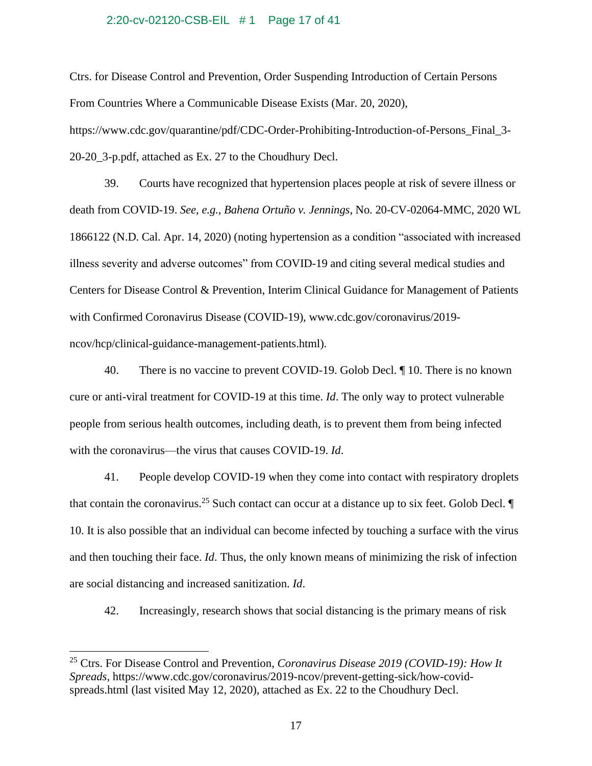Ctrs. for Disease Control and Prevention, Order Suspending Introduction of Certain Persons From Countries Where a Communicable Disease Exists (Mar. 20, 2020), https://www.cdc.gov/quarantine/pdf/CDC-Order-Prohibiting-Introduction-of-Persons_Final_3-20-20_3-p.pdf, attached as Ex. 27 to the Choudhury Decl.

39. Courts have recognized that hypertension places people at risk of severe illness or death from COVID-19. *See, e.g., Bahena Ortuño v. Jennings*, No. 20-CV-02064-MMC, 2020 WL 1866122 (N.D. Cal. Apr. 14, 2020) (noting hypertension as a condition "associated with increased illness severity and adverse outcomes" from COVID-19 and citing several medical studies and Centers for Disease Control & Prevention, Interim Clinical Guidance for Management of Patients with Confirmed Coronavirus Disease (COVID-19), www.cdc.gov/coronavirus/2019-ncov/hcp/clinical-guidance-management-patients.html).

40. There is no vaccine to prevent COVID-19. Golob Decl. ¶ 10. There is no known cure or anti-viral treatment for COVID-19 at this time. *Id*. The only way to protect vulnerable people from serious health outcomes, including death, is to prevent them from being infected with the coronavirus—the virus that causes COVID-19. *Id*.

41. People develop COVID-19 when they come into contact with respiratory droplets that contain the coronavirus.[25] Such contact can occur at a distance up to six feet. Golob Decl. ¶ 10. It is also possible that an individual can become infected by touching a surface with the virus and then touching their face. *Id*. Thus, the only known means of minimizing the risk of infection are social distancing and increased sanitization. *Id*.

42. Increasingly, research shows that social distancing is the primary means of risk

---

[25] Ctrs. For Disease Control and Prevention, *Coronavirus Disease 2019 (COVID-19): How It Spreads*, https://www.cdc.gov/coronavirus/2019-ncov/prevent-getting-sick/how-covid-spreads.html (last visited May 12, 2020), attached as Ex. 22 to the Choudhury Decl.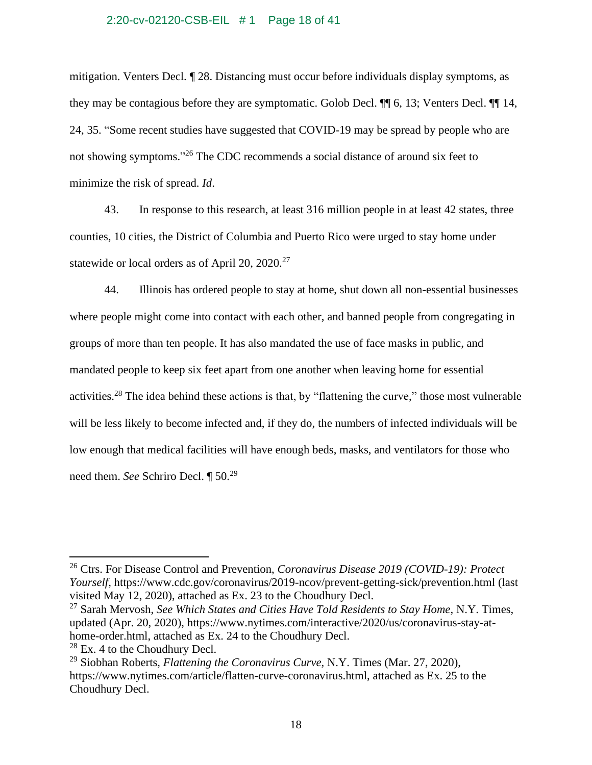mitigation. Venters Decl. ¶ 28. Distancing must occur before individuals display symptoms, as they may be contagious before they are symptomatic. Golob Decl. ¶¶ 6, 13; Venters Decl. ¶¶ 14, 24, 35. "Some recent studies have suggested that COVID-19 may be spread by people who are not showing symptoms."[26] The CDC recommends a social distance of around six feet to minimize the risk of spread. *Id*.

43. In response to this research, at least 316 million people in at least 42 states, three counties, 10 cities, the District of Columbia and Puerto Rico were urged to stay home under statewide or local orders as of April 20, 2020.[27]

44. Illinois has ordered people to stay at home, shut down all non-essential businesses where people might come into contact with each other, and banned people from congregating in groups of more than ten people. It has also mandated the use of face masks in public, and mandated people to keep six feet apart from one another when leaving home for essential activities.[28] The idea behind these actions is that, by "flattening the curve," those most vulnerable will be less likely to become infected and, if they do, the numbers of infected individuals will be low enough that medical facilities will have enough beds, masks, and ventilators for those who need them. *See* Schriro Decl. ¶ 50.[29]

---

[26] Ctrs. For Disease Control and Prevention, *Coronavirus Disease 2019 (COVID-19): Protect Yourself*, https://www.cdc.gov/coronavirus/2019-ncov/prevent-getting-sick/prevention.html (last visited May 12, 2020), attached as Ex. 23 to the Choudhury Decl.

[27] Sarah Mervosh, *See Which States and Cities Have Told Residents to Stay Home*, N.Y. Times, updated (Apr. 20, 2020), https://www.nytimes.com/interactive/2020/us/coronavirus-stay-at-home-order.html, attached as Ex. 24 to the Choudhury Decl.

[28] Ex. 4 to the Choudhury Decl.

[29] Siobhan Roberts, *Flattening the Coronavirus Curve*, N.Y. Times (Mar. 27, 2020), https://www.nytimes.com/article/flatten-curve-coronavirus.html, attached as Ex. 25 to the Choudhury Decl.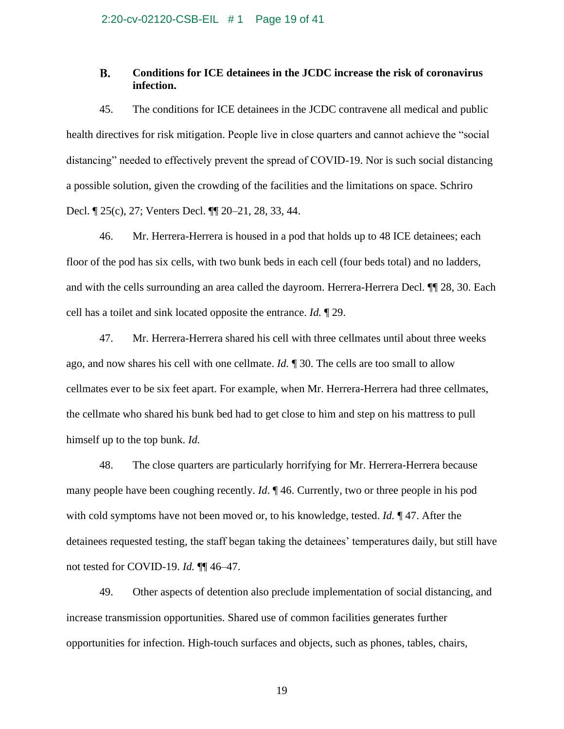### B. Conditions for ICE detainees in the JCDC increase the risk of coronavirus infection.

45. The conditions for ICE detainees in the JCDC contravene all medical and public health directives for risk mitigation. People live in close quarters and cannot achieve the "social distancing" needed to effectively prevent the spread of COVID-19. Nor is such social distancing a possible solution, given the crowding of the facilities and the limitations on space. Schriro Decl. ¶ 25(c), 27; Venters Decl. ¶¶ 20–21, 28, 33, 44.

46. Mr. Herrera-Herrera is housed in a pod that holds up to 48 ICE detainees; each floor of the pod has six cells, with two bunk beds in each cell (four beds total) and no ladders, and with the cells surrounding an area called the dayroom. Herrera-Herrera Decl. ¶¶ 28, 30. Each cell has a toilet and sink located opposite the entrance. *Id.* ¶ 29.

47. Mr. Herrera-Herrera shared his cell with three cellmates until about three weeks ago, and now shares his cell with one cellmate. *Id.* ¶ 30. The cells are too small to allow cellmates ever to be six feet apart. For example, when Mr. Herrera-Herrera had three cellmates, the cellmate who shared his bunk bed had to get close to him and step on his mattress to pull himself up to the top bunk. *Id.*

48. The close quarters are particularly horrifying for Mr. Herrera-Herrera because many people have been coughing recently. *Id.* ¶ 46. Currently, two or three people in his pod with cold symptoms have not been moved or, to his knowledge, tested. *Id.* ¶ 47. After the detainees requested testing, the staff began taking the detainees' temperatures daily, but still have not tested for COVID-19. *Id.* ¶¶ 46–47.

49. Other aspects of detention also preclude implementation of social distancing, and increase transmission opportunities. Shared use of common facilities generates further opportunities for infection. High-touch surfaces and objects, such as phones, tables, chairs,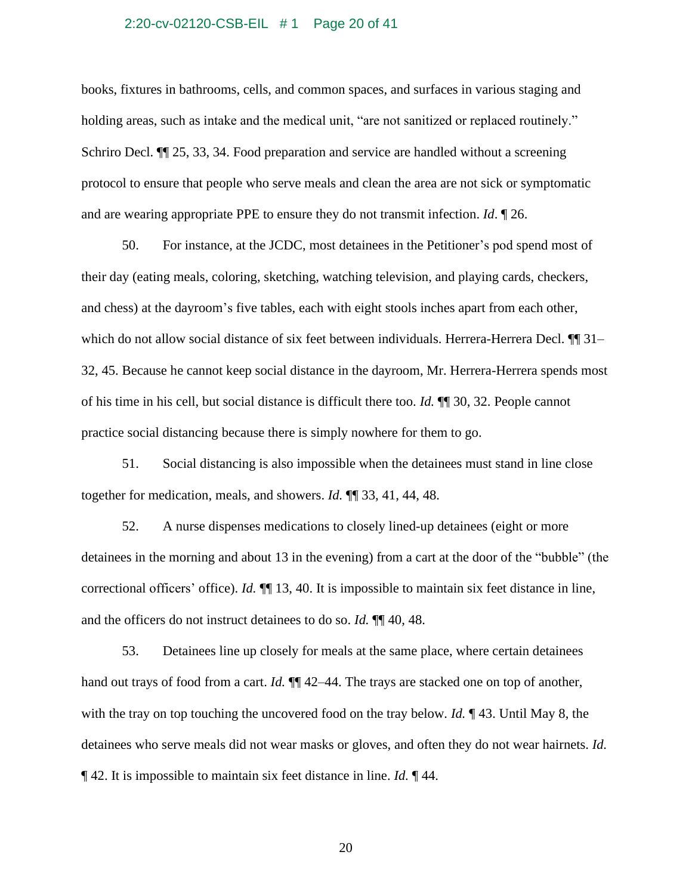books, fixtures in bathrooms, cells, and common spaces, and surfaces in various staging and holding areas, such as intake and the medical unit, "are not sanitized or replaced routinely." Schriro Decl. ¶¶ 25, 33, 34. Food preparation and service are handled without a screening protocol to ensure that people who serve meals and clean the area are not sick or symptomatic and are wearing appropriate PPE to ensure they do not transmit infection. *Id*. ¶ 26.

50. For instance, at the JCDC, most detainees in the Petitioner's pod spend most of their day (eating meals, coloring, sketching, watching television, and playing cards, checkers, and chess) at the dayroom's five tables, each with eight stools inches apart from each other, which do not allow social distance of six feet between individuals. Herrera-Herrera Decl. ¶¶ 31–32, 45. Because he cannot keep social distance in the dayroom, Mr. Herrera-Herrera spends most of his time in his cell, but social distance is difficult there too. *Id.* ¶¶ 30, 32. People cannot practice social distancing because there is simply nowhere for them to go.

51. Social distancing is also impossible when the detainees must stand in line close together for medication, meals, and showers. *Id.* ¶¶ 33, 41, 44, 48.

52. A nurse dispenses medications to closely lined-up detainees (eight or more detainees in the morning and about 13 in the evening) from a cart at the door of the "bubble" (the correctional officers' office). *Id.* ¶¶ 13, 40. It is impossible to maintain six feet distance in line, and the officers do not instruct detainees to do so. *Id.* ¶¶ 40, 48.

53. Detainees line up closely for meals at the same place, where certain detainees hand out trays of food from a cart. *Id.* ¶¶ 42–44. The trays are stacked one on top of another, with the tray on top touching the uncovered food on the tray below. *Id.* ¶ 43. Until May 8, the detainees who serve meals did not wear masks or gloves, and often they do not wear hairnets. *Id.* ¶ 42. It is impossible to maintain six feet distance in line. *Id.* ¶ 44.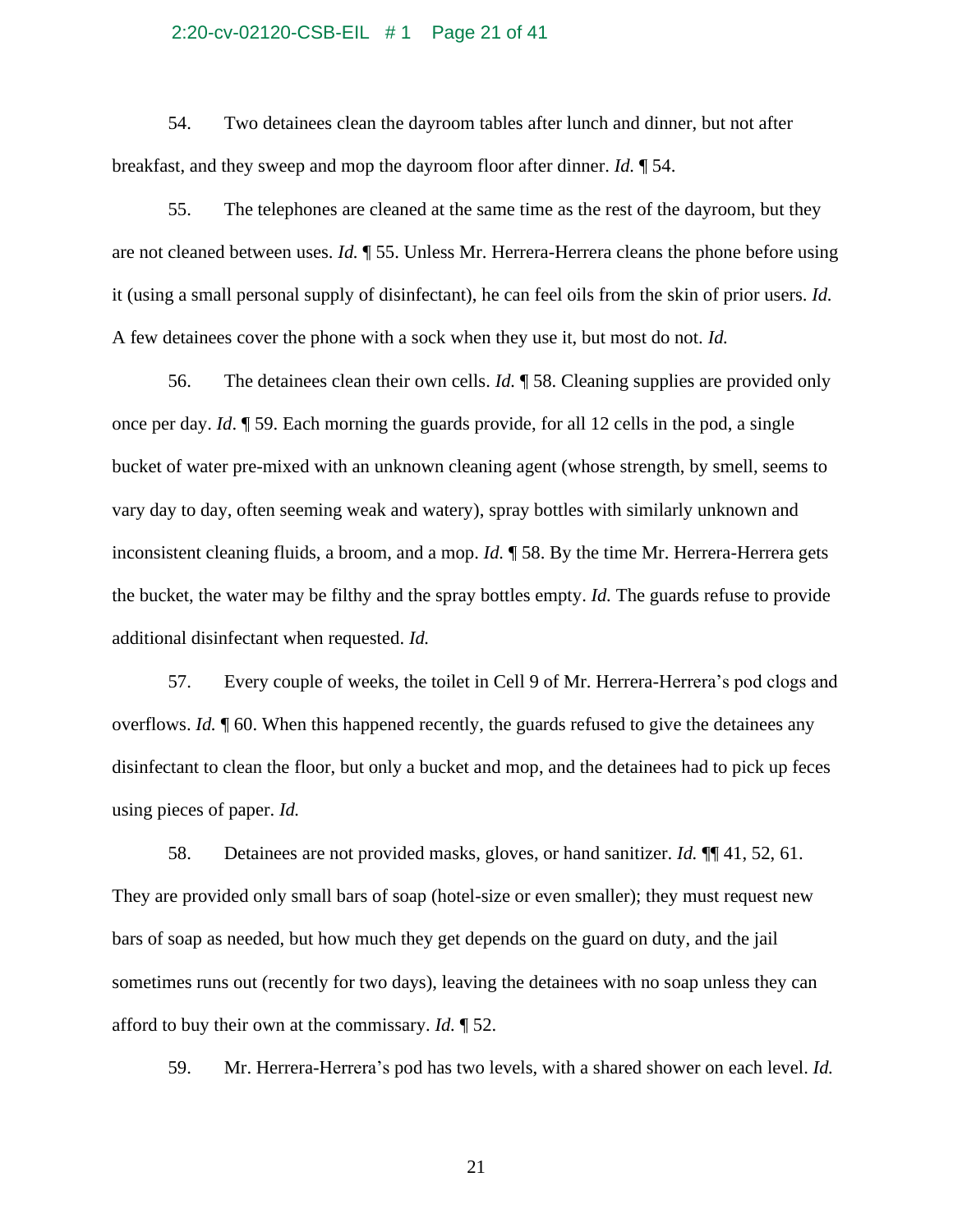54. Two detainees clean the dayroom tables after lunch and dinner, but not after breakfast, and they sweep and mop the dayroom floor after dinner. *Id.* ¶ 54.

55. The telephones are cleaned at the same time as the rest of the dayroom, but they are not cleaned between uses. *Id.* ¶ 55. Unless Mr. Herrera-Herrera cleans the phone before using it (using a small personal supply of disinfectant), he can feel oils from the skin of prior users. *Id.* A few detainees cover the phone with a sock when they use it, but most do not. *Id.*

56. The detainees clean their own cells. *Id.* ¶ 58. Cleaning supplies are provided only once per day. *Id*. ¶ 59. Each morning the guards provide, for all 12 cells in the pod, a single bucket of water pre-mixed with an unknown cleaning agent (whose strength, by smell, seems to vary day to day, often seeming weak and watery), spray bottles with similarly unknown and inconsistent cleaning fluids, a broom, and a mop. *Id.* ¶ 58. By the time Mr. Herrera-Herrera gets the bucket, the water may be filthy and the spray bottles empty. *Id.* The guards refuse to provide additional disinfectant when requested. *Id.*

57. Every couple of weeks, the toilet in Cell 9 of Mr. Herrera-Herrera's pod clogs and overflows. *Id.* ¶ 60. When this happened recently, the guards refused to give the detainees any disinfectant to clean the floor, but only a bucket and mop, and the detainees had to pick up feces using pieces of paper. *Id.*

58. Detainees are not provided masks, gloves, or hand sanitizer. *Id.* ¶¶ 41, 52, 61. They are provided only small bars of soap (hotel-size or even smaller); they must request new bars of soap as needed, but how much they get depends on the guard on duty, and the jail sometimes runs out (recently for two days), leaving the detainees with no soap unless they can afford to buy their own at the commissary. *Id.* ¶ 52.

59. Mr. Herrera-Herrera's pod has two levels, with a shared shower on each level. *Id.*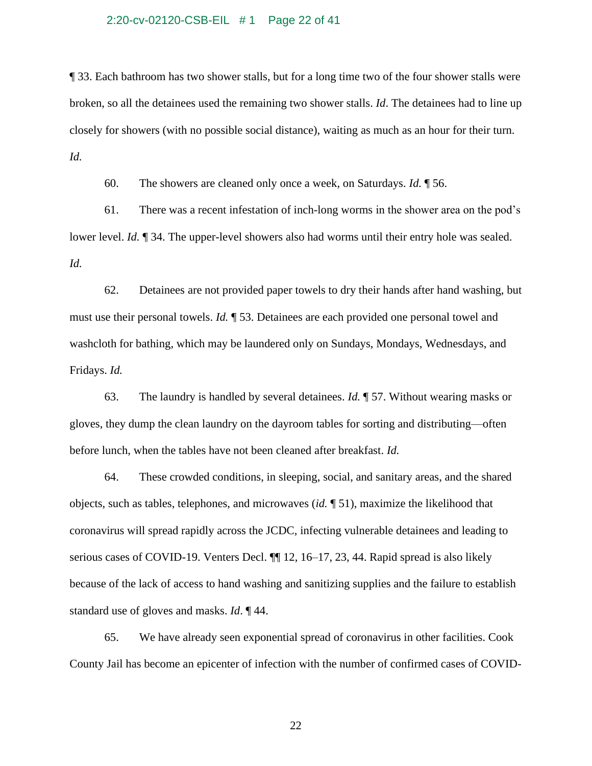¶ 33. Each bathroom has two shower stalls, but for a long time two of the four shower stalls were broken, so all the detainees used the remaining two shower stalls. *Id*. The detainees had to line up closely for showers (with no possible social distance), waiting as much as an hour for their turn. *Id.*

60. The showers are cleaned only once a week, on Saturdays. *Id.* ¶ 56.

61. There was a recent infestation of inch-long worms in the shower area on the pod's lower level. *Id.* ¶ 34. The upper-level showers also had worms until their entry hole was sealed. *Id.*

62. Detainees are not provided paper towels to dry their hands after hand washing, but must use their personal towels. *Id.* ¶ 53. Detainees are each provided one personal towel and washcloth for bathing, which may be laundered only on Sundays, Mondays, Wednesdays, and Fridays. *Id.*

63. The laundry is handled by several detainees. *Id.* ¶ 57. Without wearing masks or gloves, they dump the clean laundry on the dayroom tables for sorting and distributing—often before lunch, when the tables have not been cleaned after breakfast. *Id.*

64. These crowded conditions, in sleeping, social, and sanitary areas, and the shared objects, such as tables, telephones, and microwaves (*id.* ¶ 51), maximize the likelihood that coronavirus will spread rapidly across the JCDC, infecting vulnerable detainees and leading to serious cases of COVID-19. Venters Decl. ¶¶ 12, 16–17, 23, 44. Rapid spread is also likely because of the lack of access to hand washing and sanitizing supplies and the failure to establish standard use of gloves and masks. *Id*. ¶ 44.

65. We have already seen exponential spread of coronavirus in other facilities. Cook County Jail has become an epicenter of infection with the number of confirmed cases of COVID-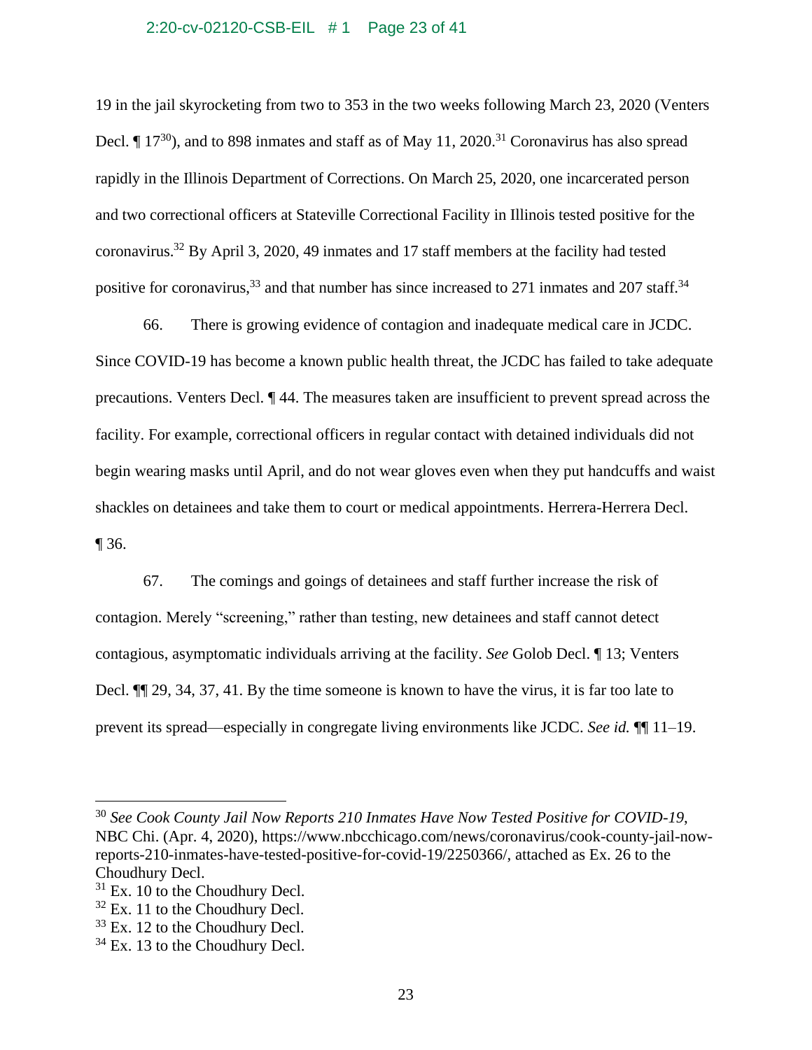19 in the jail skyrocketing from two to 353 in the two weeks following March 23, 2020 (Venters Decl. ¶ 17[30]), and to 898 inmates and staff as of May 11, 2020.[31] Coronavirus has also spread rapidly in the Illinois Department of Corrections. On March 25, 2020, one incarcerated person and two correctional officers at Stateville Correctional Facility in Illinois tested positive for the coronavirus.[32] By April 3, 2020, 49 inmates and 17 staff members at the facility had tested positive for coronavirus,[33] and that number has since increased to 271 inmates and 207 staff.[34]

66. There is growing evidence of contagion and inadequate medical care in JCDC. Since COVID-19 has become a known public health threat, the JCDC has failed to take adequate precautions. Venters Decl. ¶ 44. The measures taken are insufficient to prevent spread across the facility. For example, correctional officers in regular contact with detained individuals did not begin wearing masks until April, and do not wear gloves even when they put handcuffs and waist shackles on detainees and take them to court or medical appointments. Herrera-Herrera Decl. ¶ 36.

67. The comings and goings of detainees and staff further increase the risk of contagion. Merely "screening," rather than testing, new detainees and staff cannot detect contagious, asymptomatic individuals arriving at the facility. *See* Golob Decl. ¶ 13; Venters Decl. ¶¶ 29, 34, 37, 41. By the time someone is known to have the virus, it is far too late to prevent its spread—especially in congregate living environments like JCDC. *See id.* ¶¶ 11–19.

---

[30] *See Cook County Jail Now Reports 210 Inmates Have Now Tested Positive for COVID-19*, NBC Chi. (Apr. 4, 2020), https://www.nbcchicago.com/news/coronavirus/cook-county-jail-now-reports-210-inmates-have-tested-positive-for-covid-19/2250366/, attached as Ex. 26 to the Choudhury Decl.

[31] Ex. 10 to the Choudhury Decl.

[32] Ex. 11 to the Choudhury Decl.

[33] Ex. 12 to the Choudhury Decl.

[34] Ex. 13 to the Choudhury Decl.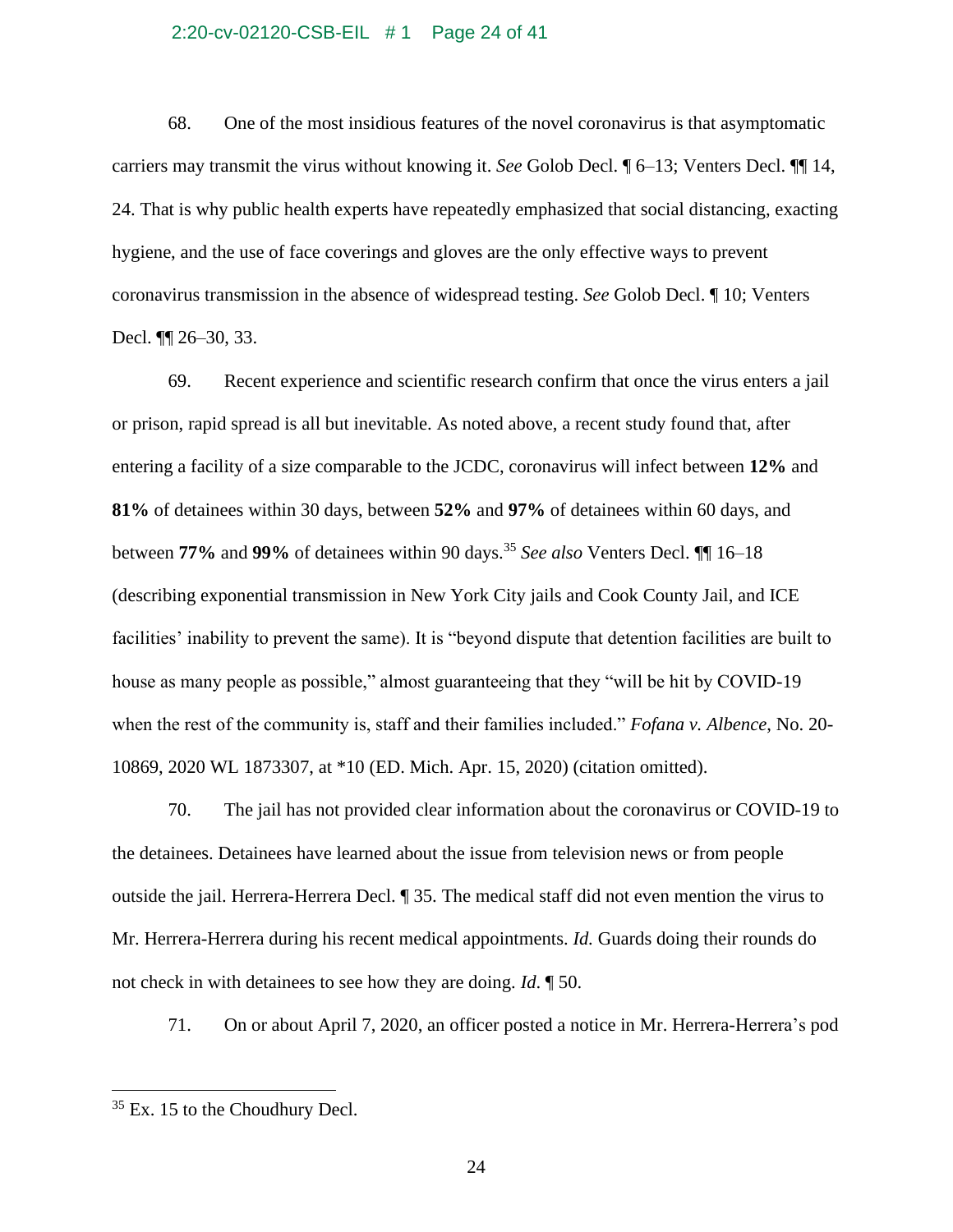68. One of the most insidious features of the novel coronavirus is that asymptomatic carriers may transmit the virus without knowing it. *See* Golob Decl. ¶ 6–13; Venters Decl. ¶¶ 14, 24. That is why public health experts have repeatedly emphasized that social distancing, exacting hygiene, and the use of face coverings and gloves are the only effective ways to prevent coronavirus transmission in the absence of widespread testing. *See* Golob Decl. ¶ 10; Venters Decl. ¶¶ 26–30, 33.

69. Recent experience and scientific research confirm that once the virus enters a jail or prison, rapid spread is all but inevitable. As noted above, a recent study found that, after entering a facility of a size comparable to the JCDC, coronavirus will infect between **12%** and **81%** of detainees within 30 days, between **52%** and **97%** of detainees within 60 days, and between **77%** and **99%** of detainees within 90 days.[35] *See also* Venters Decl. ¶¶ 16–18 (describing exponential transmission in New York City jails and Cook County Jail, and ICE facilities' inability to prevent the same). It is "beyond dispute that detention facilities are built to house as many people as possible," almost guaranteeing that they "will be hit by COVID-19 when the rest of the community is, staff and their families included." *Fofana v. Albence*, No. 20-10869, 2020 WL 1873307, at *10 (ED. Mich. Apr. 15, 2020) (citation omitted).

70. The jail has not provided clear information about the coronavirus or COVID-19 to the detainees. Detainees have learned about the issue from television news or from people outside the jail. Herrera-Herrera Decl. ¶ 35. The medical staff did not even mention the virus to Mr. Herrera-Herrera during his recent medical appointments. *Id.* Guards doing their rounds do not check in with detainees to see how they are doing. *Id*. ¶ 50.

71. On or about April 7, 2020, an officer posted a notice in Mr. Herrera-Herrera's pod

---

[35] Ex. 15 to the Choudhury Decl.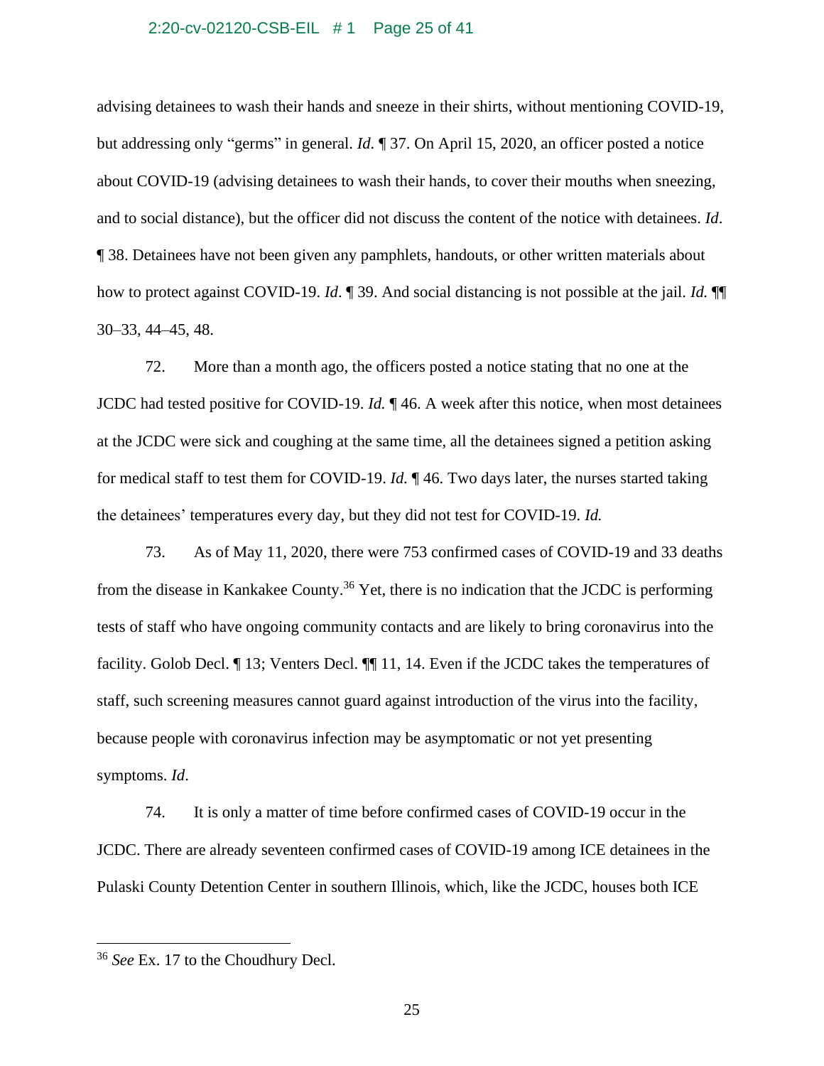advising detainees to wash their hands and sneeze in their shirts, without mentioning COVID-19, but addressing only "germs" in general. *Id*. ¶ 37. On April 15, 2020, an officer posted a notice about COVID-19 (advising detainees to wash their hands, to cover their mouths when sneezing, and to social distance), but the officer did not discuss the content of the notice with detainees. *Id*. ¶ 38. Detainees have not been given any pamphlets, handouts, or other written materials about how to protect against COVID-19. *Id*. ¶ 39. And social distancing is not possible at the jail. *Id.* ¶¶ 30–33, 44–45, 48.

72. More than a month ago, the officers posted a notice stating that no one at the JCDC had tested positive for COVID-19. *Id.* ¶ 46. A week after this notice, when most detainees at the JCDC were sick and coughing at the same time, all the detainees signed a petition asking for medical staff to test them for COVID-19. *Id.* ¶ 46. Two days later, the nurses started taking the detainees' temperatures every day, but they did not test for COVID-19. *Id.*

73. As of May 11, 2020, there were 753 confirmed cases of COVID-19 and 33 deaths from the disease in Kankakee County.[36] Yet, there is no indication that the JCDC is performing tests of staff who have ongoing community contacts and are likely to bring coronavirus into the facility. Golob Decl. ¶ 13; Venters Decl. ¶¶ 11, 14. Even if the JCDC takes the temperatures of staff, such screening measures cannot guard against introduction of the virus into the facility, because people with coronavirus infection may be asymptomatic or not yet presenting symptoms. *Id*.

74. It is only a matter of time before confirmed cases of COVID-19 occur in the JCDC. There are already seventeen confirmed cases of COVID-19 among ICE detainees in the Pulaski County Detention Center in southern Illinois, which, like the JCDC, houses both ICE

[36] *See* Ex. 17 to the Choudhury Decl.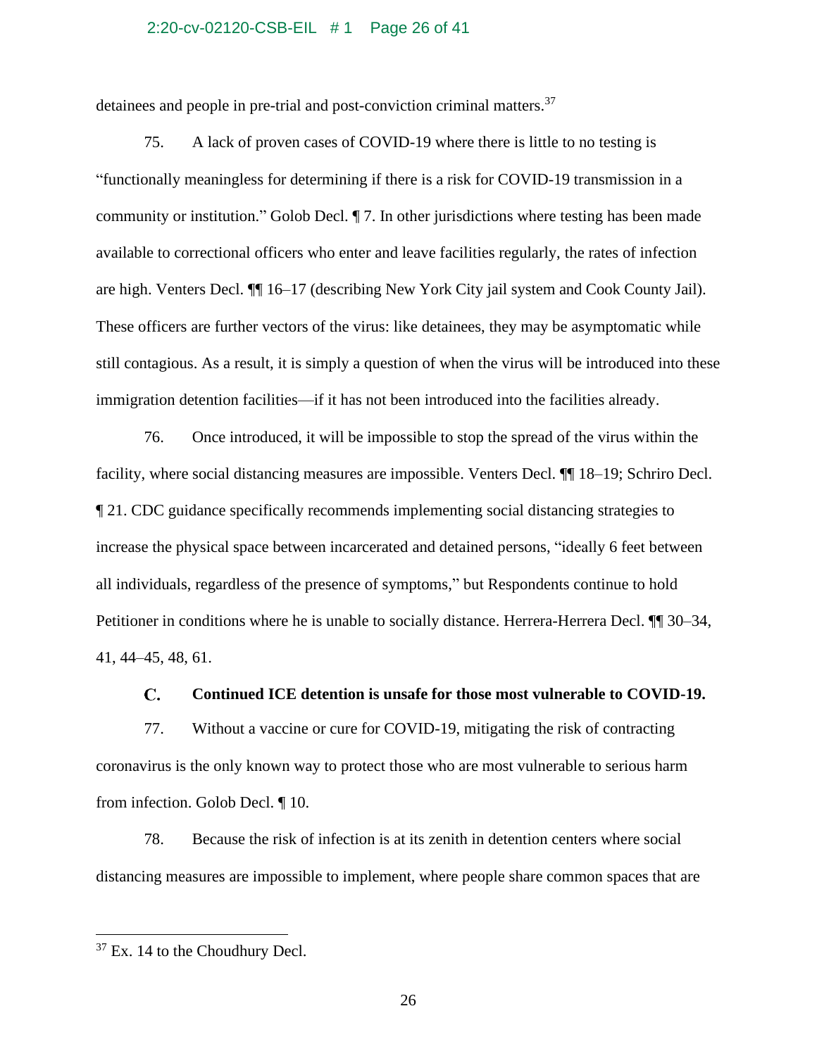detainees and people in pre-trial and post-conviction criminal matters.[37]

75. A lack of proven cases of COVID-19 where there is little to no testing is "functionally meaningless for determining if there is a risk for COVID-19 transmission in a community or institution." Golob Decl. ¶ 7. In other jurisdictions where testing has been made available to correctional officers who enter and leave facilities regularly, the rates of infection are high. Venters Decl. ¶¶ 16–17 (describing New York City jail system and Cook County Jail). These officers are further vectors of the virus: like detainees, they may be asymptomatic while still contagious. As a result, it is simply a question of when the virus will be introduced into these immigration detention facilities—if it has not been introduced into the facilities already.

76. Once introduced, it will be impossible to stop the spread of the virus within the facility, where social distancing measures are impossible. Venters Decl. ¶¶ 18–19; Schriro Decl. ¶ 21. CDC guidance specifically recommends implementing social distancing strategies to increase the physical space between incarcerated and detained persons, "ideally 6 feet between all individuals, regardless of the presence of symptoms," but Respondents continue to hold Petitioner in conditions where he is unable to socially distance. Herrera-Herrera Decl. ¶¶ 30–34, 41, 44–45, 48, 61.

### C. Continued ICE detention is unsafe for those most vulnerable to COVID-19.

77. Without a vaccine or cure for COVID-19, mitigating the risk of contracting coronavirus is the only known way to protect those who are most vulnerable to serious harm from infection. Golob Decl. ¶ 10.

78. Because the risk of infection is at its zenith in detention centers where social distancing measures are impossible to implement, where people share common spaces that are

[37] Ex. 14 to the Choudhury Decl.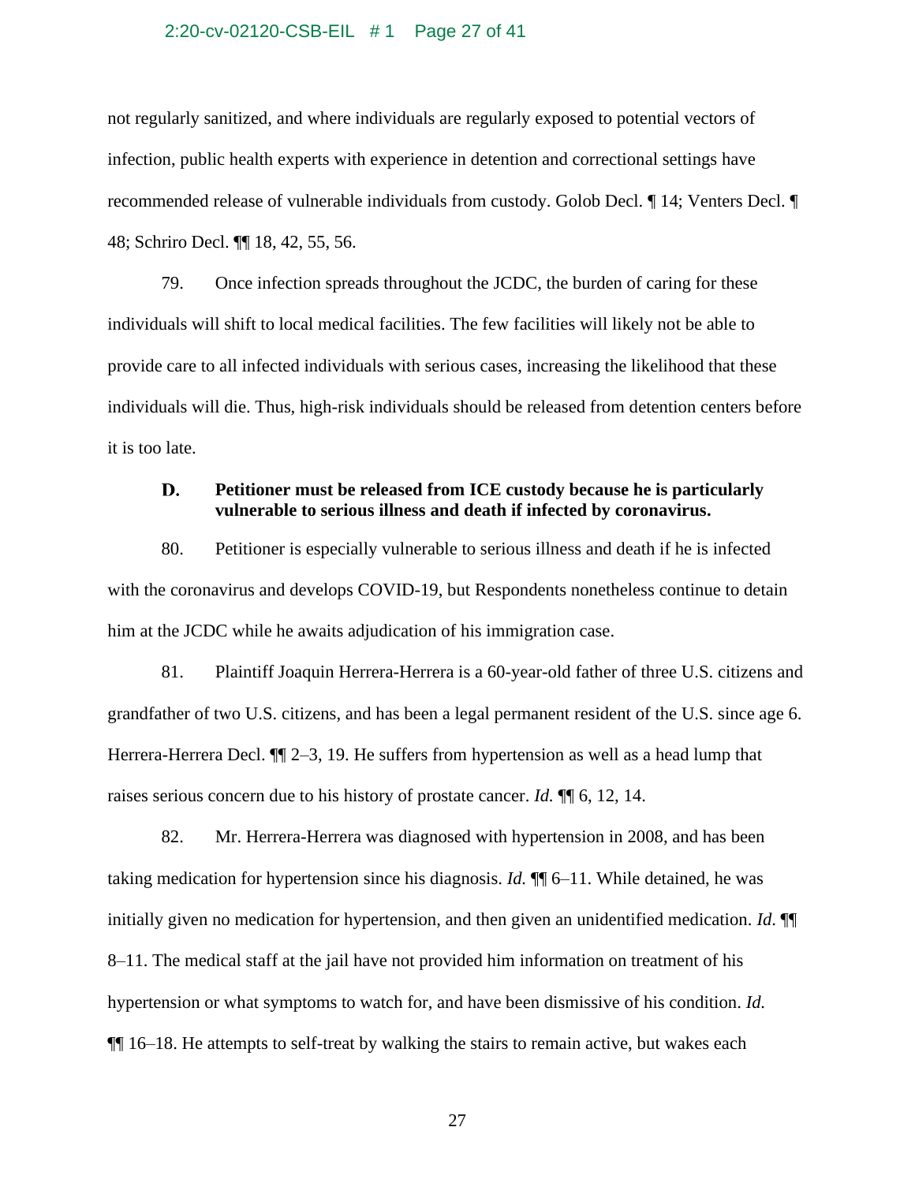not regularly sanitized, and where individuals are regularly exposed to potential vectors of infection, public health experts with experience in detention and correctional settings have recommended release of vulnerable individuals from custody. Golob Decl. ¶ 14; Venters Decl. ¶ 48; Schriro Decl. ¶¶ 18, 42, 55, 56.

79. Once infection spreads throughout the JCDC, the burden of caring for these individuals will shift to local medical facilities. The few facilities will likely not be able to provide care to all infected individuals with serious cases, increasing the likelihood that these individuals will die. Thus, high-risk individuals should be released from detention centers before it is too late.

### D. Petitioner must be released from ICE custody because he is particularly vulnerable to serious illness and death if infected by coronavirus.

80. Petitioner is especially vulnerable to serious illness and death if he is infected with the coronavirus and develops COVID-19, but Respondents nonetheless continue to detain him at the JCDC while he awaits adjudication of his immigration case.

81. Plaintiff Joaquin Herrera-Herrera is a 60-year-old father of three U.S. citizens and grandfather of two U.S. citizens, and has been a legal permanent resident of the U.S. since age 6. Herrera-Herrera Decl. ¶¶ 2–3, 19. He suffers from hypertension as well as a head lump that raises serious concern due to his history of prostate cancer. *Id.* ¶¶ 6, 12, 14.

82. Mr. Herrera-Herrera was diagnosed with hypertension in 2008, and has been taking medication for hypertension since his diagnosis. *Id.* ¶¶ 6–11. While detained, he was initially given no medication for hypertension, and then given an unidentified medication. *Id.* ¶¶ 8–11. The medical staff at the jail have not provided him information on treatment of his hypertension or what symptoms to watch for, and have been dismissive of his condition. *Id.* ¶¶ 16–18. He attempts to self-treat by walking the stairs to remain active, but wakes each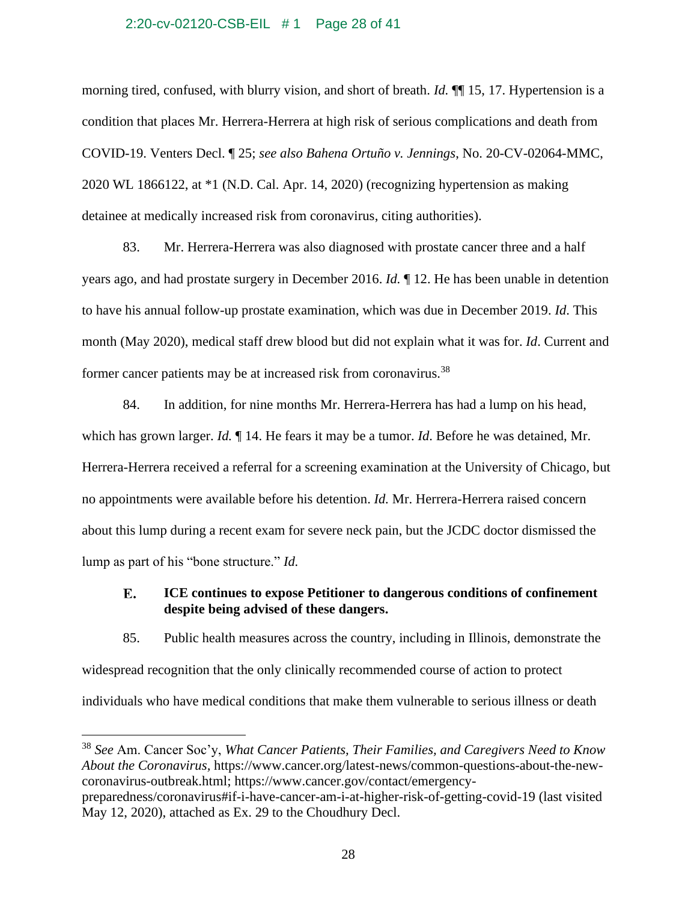morning tired, confused, with blurry vision, and short of breath. *Id.* ¶¶ 15, 17. Hypertension is a condition that places Mr. Herrera-Herrera at high risk of serious complications and death from COVID-19. Venters Decl. ¶ 25; *see also Bahena Ortuño v. Jennings*, No. 20-CV-02064-MMC, 2020 WL 1866122, at *1 (N.D. Cal. Apr. 14, 2020) (recognizing hypertension as making detainee at medically increased risk from coronavirus, citing authorities).

83. Mr. Herrera-Herrera was also diagnosed with prostate cancer three and a half years ago, and had prostate surgery in December 2016. *Id.* ¶ 12. He has been unable in detention to have his annual follow-up prostate examination, which was due in December 2019. *Id.* This month (May 2020), medical staff drew blood but did not explain what it was for. *Id*. Current and former cancer patients may be at increased risk from coronavirus.[38]

84. In addition, for nine months Mr. Herrera-Herrera has had a lump on his head, which has grown larger. *Id.* ¶ 14. He fears it may be a tumor. *Id.* Before he was detained, Mr. Herrera-Herrera received a referral for a screening examination at the University of Chicago, but no appointments were available before his detention. *Id.* Mr. Herrera-Herrera raised concern about this lump during a recent exam for severe neck pain, but the JCDC doctor dismissed the lump as part of his "bone structure." *Id.*

### E. ICE continues to expose Petitioner to dangerous conditions of confinement despite being advised of these dangers.

85. Public health measures across the country, including in Illinois, demonstrate the widespread recognition that the only clinically recommended course of action to protect individuals who have medical conditions that make them vulnerable to serious illness or death

---

[38] *See* Am. Cancer Soc'y, *What Cancer Patients, Their Families, and Caregivers Need to Know About the Coronavirus*, https://www.cancer.org/latest-news/common-questions-about-the-new-coronavirus-outbreak.html; https://www.cancer.gov/contact/emergency-preparedness/coronavirus#if-i-have-cancer-am-i-at-higher-risk-of-getting-covid-19 (last visited May 12, 2020), attached as Ex. 29 to the Choudhury Decl.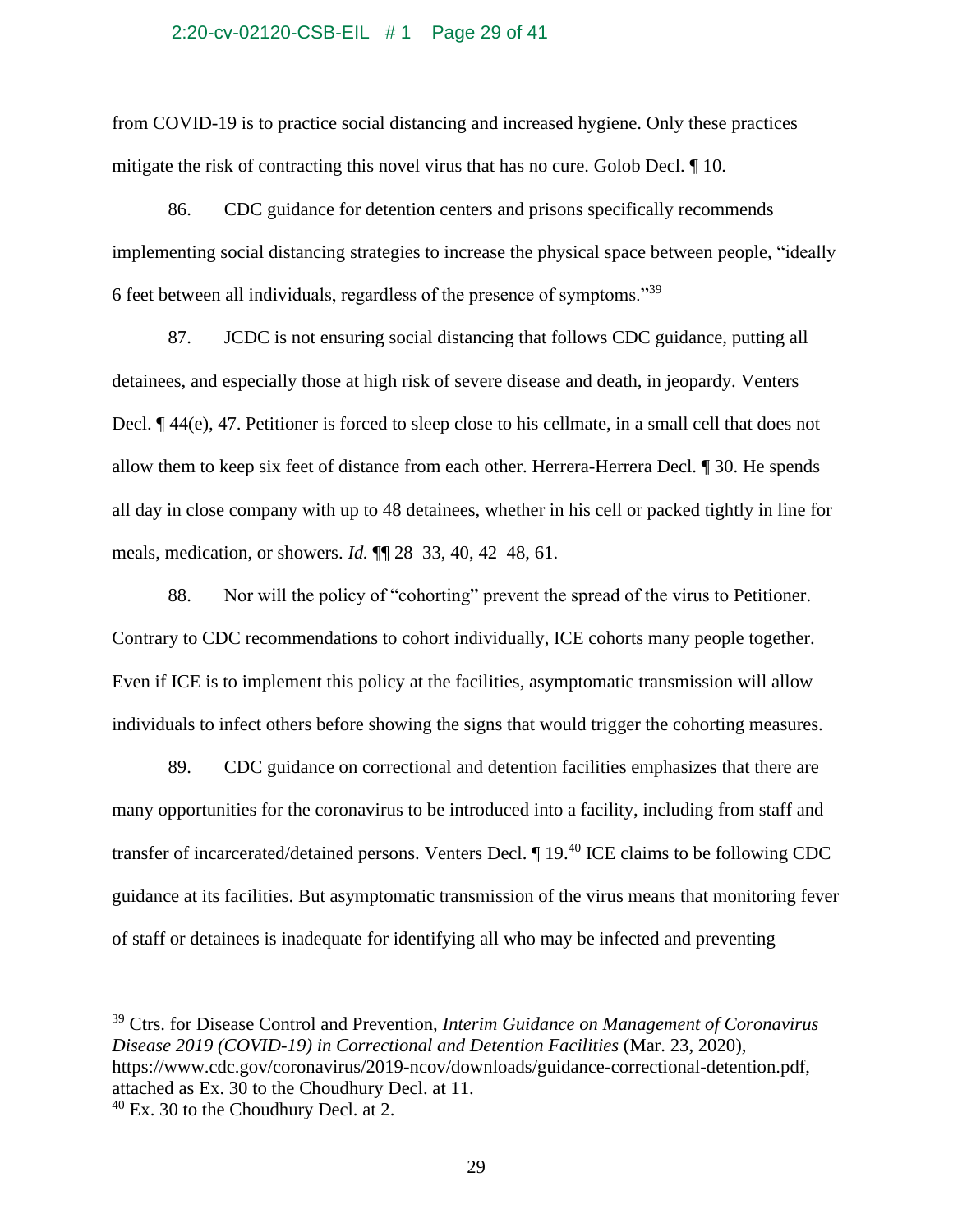from COVID-19 is to practice social distancing and increased hygiene. Only these practices mitigate the risk of contracting this novel virus that has no cure. Golob Decl. ¶ 10.

86. CDC guidance for detention centers and prisons specifically recommends implementing social distancing strategies to increase the physical space between people, "ideally 6 feet between all individuals, regardless of the presence of symptoms."[39]

87. JCDC is not ensuring social distancing that follows CDC guidance, putting all detainees, and especially those at high risk of severe disease and death, in jeopardy. Venters Decl. ¶ 44(e), 47. Petitioner is forced to sleep close to his cellmate, in a small cell that does not allow them to keep six feet of distance from each other. Herrera-Herrera Decl. ¶ 30. He spends all day in close company with up to 48 detainees, whether in his cell or packed tightly in line for meals, medication, or showers. *Id.* ¶¶ 28–33, 40, 42–48, 61.

88. Nor will the policy of "cohorting" prevent the spread of the virus to Petitioner. Contrary to CDC recommendations to cohort individually, ICE cohorts many people together. Even if ICE is to implement this policy at the facilities, asymptomatic transmission will allow individuals to infect others before showing the signs that would trigger the cohorting measures.

89. CDC guidance on correctional and detention facilities emphasizes that there are many opportunities for the coronavirus to be introduced into a facility, including from staff and transfer of incarcerated/detained persons. Venters Decl. ¶ 19.[40] ICE claims to be following CDC guidance at its facilities. But asymptomatic transmission of the virus means that monitoring fever of staff or detainees is inadequate for identifying all who may be infected and preventing

---

[39] Ctrs. for Disease Control and Prevention, *Interim Guidance on Management of Coronavirus Disease 2019 (COVID-19) in Correctional and Detention Facilities* (Mar. 23, 2020), https://www.cdc.gov/coronavirus/2019-ncov/downloads/guidance-correctional-detention.pdf, attached as Ex. 30 to the Choudhury Decl. at 11.

[40] Ex. 30 to the Choudhury Decl. at 2.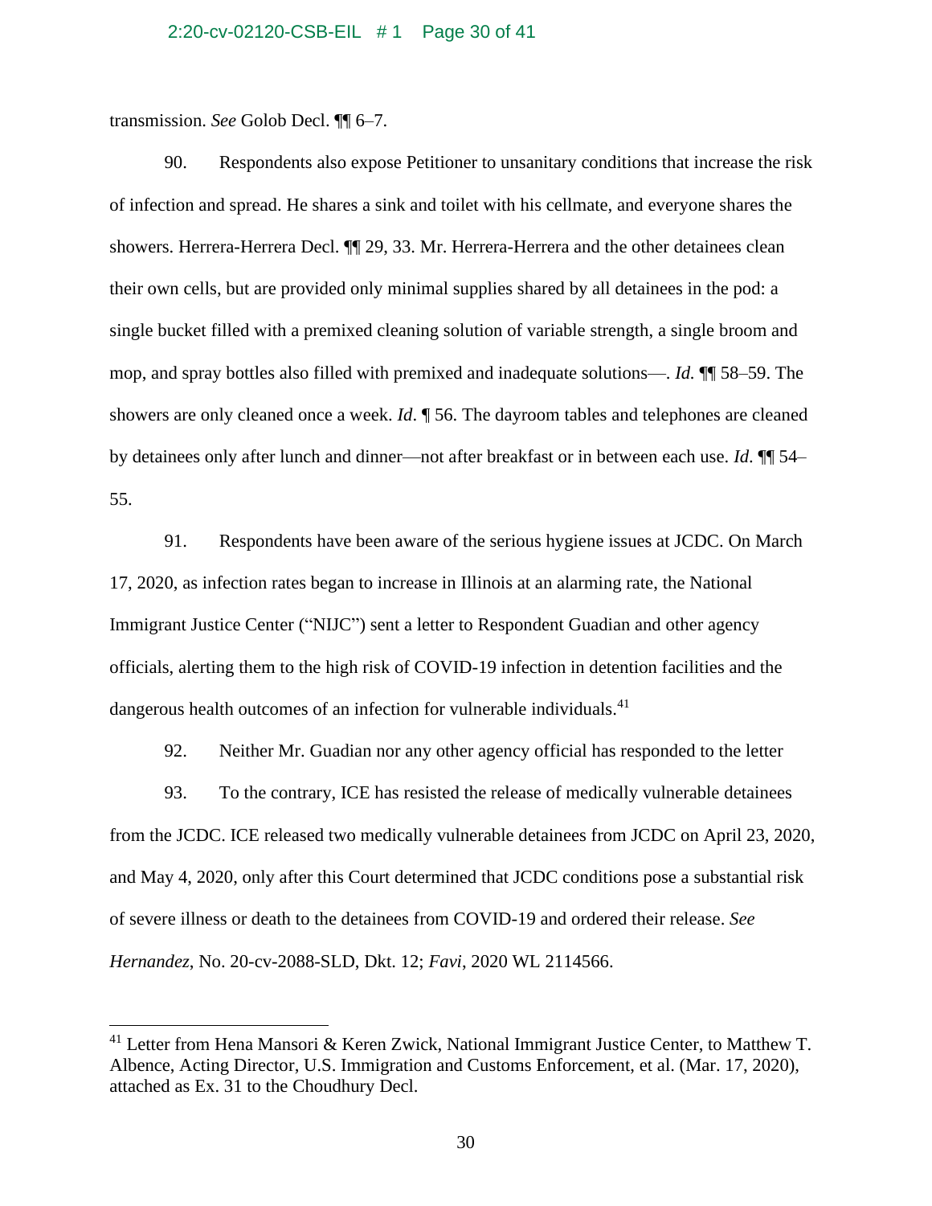transmission. *See* Golob Decl. ¶¶ 6–7.

90. Respondents also expose Petitioner to unsanitary conditions that increase the risk of infection and spread. He shares a sink and toilet with his cellmate, and everyone shares the showers. Herrera-Herrera Decl. ¶¶ 29, 33. Mr. Herrera-Herrera and the other detainees clean their own cells, but are provided only minimal supplies shared by all detainees in the pod: a single bucket filled with a premixed cleaning solution of variable strength, a single broom and mop, and spray bottles also filled with premixed and inadequate solutions—. *Id.* ¶¶ 58–59. The showers are only cleaned once a week. *Id*. ¶ 56. The dayroom tables and telephones are cleaned by detainees only after lunch and dinner—not after breakfast or in between each use. *Id*. ¶¶ 54–55.

91. Respondents have been aware of the serious hygiene issues at JCDC. On March 17, 2020, as infection rates began to increase in Illinois at an alarming rate, the National Immigrant Justice Center ("NIJC") sent a letter to Respondent Guadian and other agency officials, alerting them to the high risk of COVID-19 infection in detention facilities and the dangerous health outcomes of an infection for vulnerable individuals.[41]

92. Neither Mr. Guadian nor any other agency official has responded to the letter

93. To the contrary, ICE has resisted the release of medically vulnerable detainees from the JCDC. ICE released two medically vulnerable detainees from JCDC on April 23, 2020, and May 4, 2020, only after this Court determined that JCDC conditions pose a substantial risk of severe illness or death to the detainees from COVID-19 and ordered their release. *See Hernandez*, No. 20-cv-2088-SLD, Dkt. 12; *Favi*, 2020 WL 2114566.

---

[41] Letter from Hena Mansori & Keren Zwick, National Immigrant Justice Center, to Matthew T. Albence, Acting Director, U.S. Immigration and Customs Enforcement, et al. (Mar. 17, 2020), attached as Ex. 31 to the Choudhury Decl.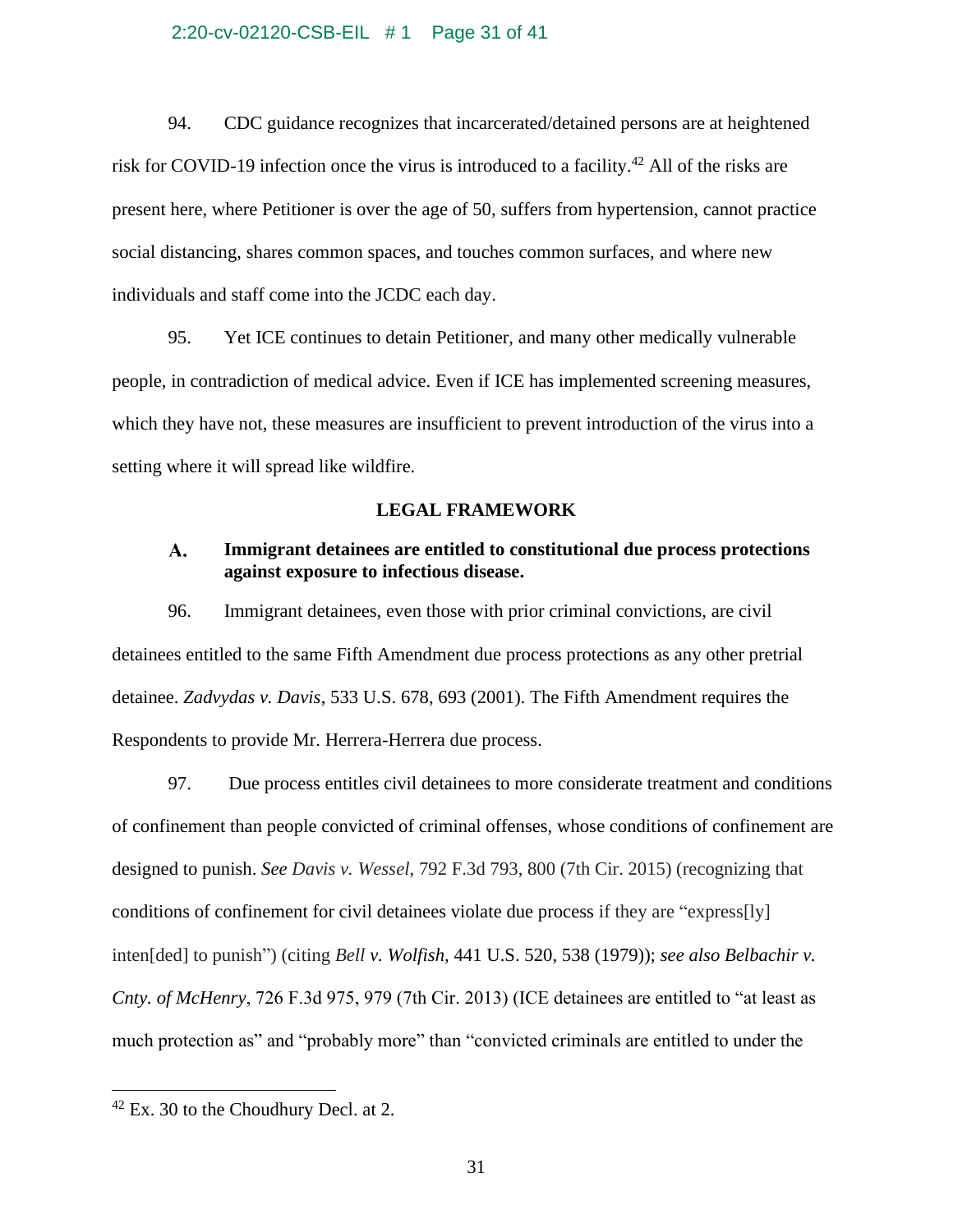94. CDC guidance recognizes that incarcerated/detained persons are at heightened risk for COVID-19 infection once the virus is introduced to a facility.[42] All of the risks are present here, where Petitioner is over the age of 50, suffers from hypertension, cannot practice social distancing, shares common spaces, and touches common surfaces, and where new individuals and staff come into the JCDC each day.

95. Yet ICE continues to detain Petitioner, and many other medically vulnerable people, in contradiction of medical advice. Even if ICE has implemented screening measures, which they have not, these measures are insufficient to prevent introduction of the virus into a setting where it will spread like wildfire.

## LEGAL FRAMEWORK

### A. Immigrant detainees are entitled to constitutional due process protections against exposure to infectious disease.

96. Immigrant detainees, even those with prior criminal convictions, are civil detainees entitled to the same Fifth Amendment due process protections as any other pretrial detainee. *Zadvydas v. Davis*, 533 U.S. 678, 693 (2001). The Fifth Amendment requires the Respondents to provide Mr. Herrera-Herrera due process.

97. Due process entitles civil detainees to more considerate treatment and conditions of confinement than people convicted of criminal offenses, whose conditions of confinement are designed to punish. *See Davis v. Wessel*, 792 F.3d 793, 800 (7th Cir. 2015) (recognizing that conditions of confinement for civil detainees violate due process if they are "express[ly] inten[ded] to punish") (citing *Bell v. Wolfish*, 441 U.S. 520, 538 (1979)); *see also Belbachir v. Cnty. of McHenry*, 726 F.3d 975, 979 (7th Cir. 2013) (ICE detainees are entitled to "at least as much protection as" and "probably more" than "convicted criminals are entitled to under the

[42] Ex. 30 to the Choudhury Decl. at 2.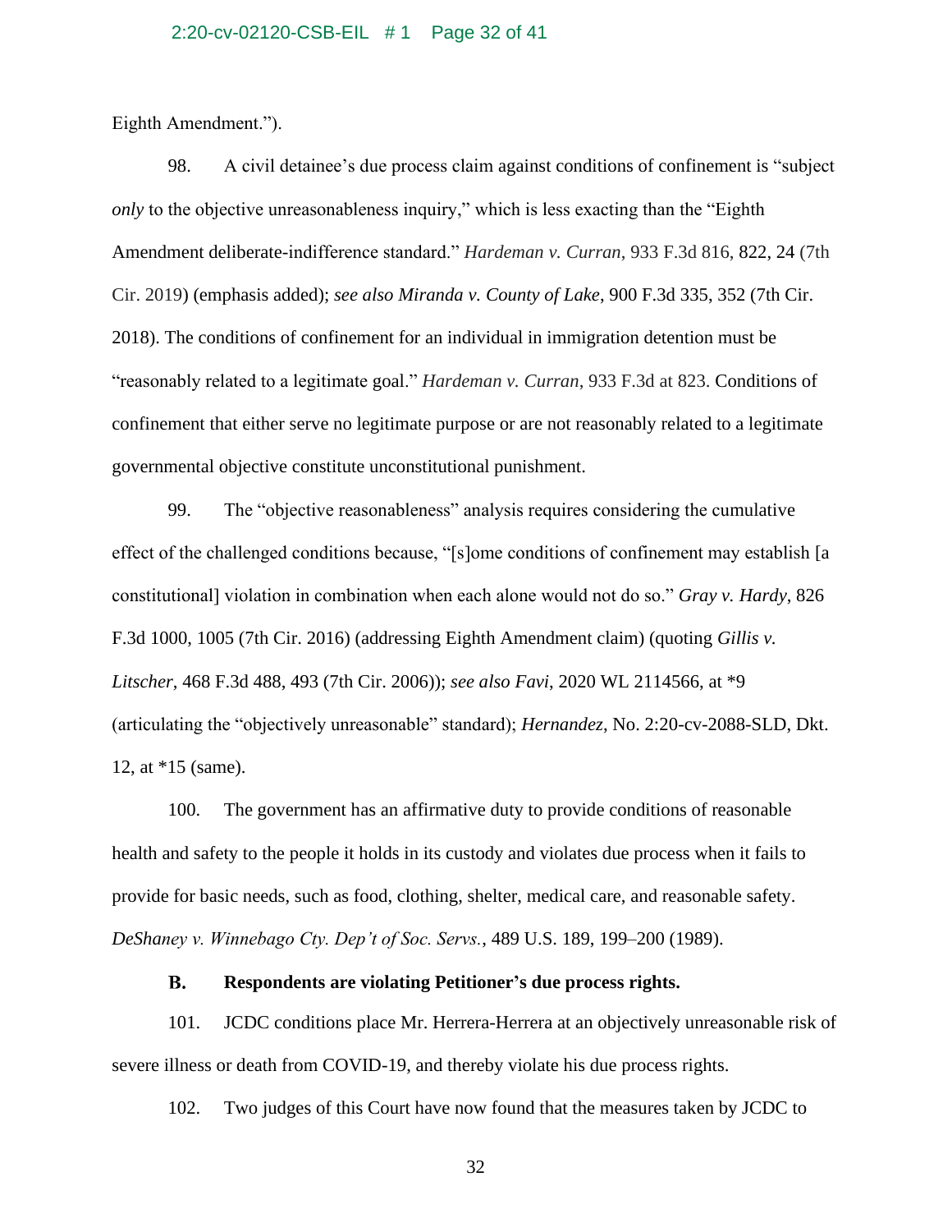Eighth Amendment.").

98. A civil detainee's due process claim against conditions of confinement is "subject *only* to the objective unreasonableness inquiry," which is less exacting than the "Eighth Amendment deliberate-indifference standard." *Hardeman v. Curran*, 933 F.3d 816, 822, 24 (7th Cir. 2019) (emphasis added); *see also Miranda v. County of Lake*, 900 F.3d 335, 352 (7th Cir. 2018). The conditions of confinement for an individual in immigration detention must be "reasonably related to a legitimate goal." *Hardeman v. Curran*, 933 F.3d at 823. Conditions of confinement that either serve no legitimate purpose or are not reasonably related to a legitimate governmental objective constitute unconstitutional punishment.

99. The "objective reasonableness" analysis requires considering the cumulative effect of the challenged conditions because, "[s]ome conditions of confinement may establish [a constitutional] violation in combination when each alone would not do so." *Gray v. Hardy*, 826 F.3d 1000, 1005 (7th Cir. 2016) (addressing Eighth Amendment claim) (quoting *Gillis v. Litscher*, 468 F.3d 488, 493 (7th Cir. 2006)); *see also Favi*, 2020 WL 2114566, at *9 (articulating the "objectively unreasonable" standard); *Hernandez*, No. 2:20-cv-2088-SLD, Dkt. 12, at *15 (same).

100. The government has an affirmative duty to provide conditions of reasonable health and safety to the people it holds in its custody and violates due process when it fails to provide for basic needs, such as food, clothing, shelter, medical care, and reasonable safety. *DeShaney v. Winnebago Cty. Dep't of Soc. Servs.*, 489 U.S. 189, 199–200 (1989).

**B. Respondents are violating Petitioner's due process rights.**

101. JCDC conditions place Mr. Herrera-Herrera at an objectively unreasonable risk of severe illness or death from COVID-19, and thereby violate his due process rights.

102. Two judges of this Court have now found that the measures taken by JCDC to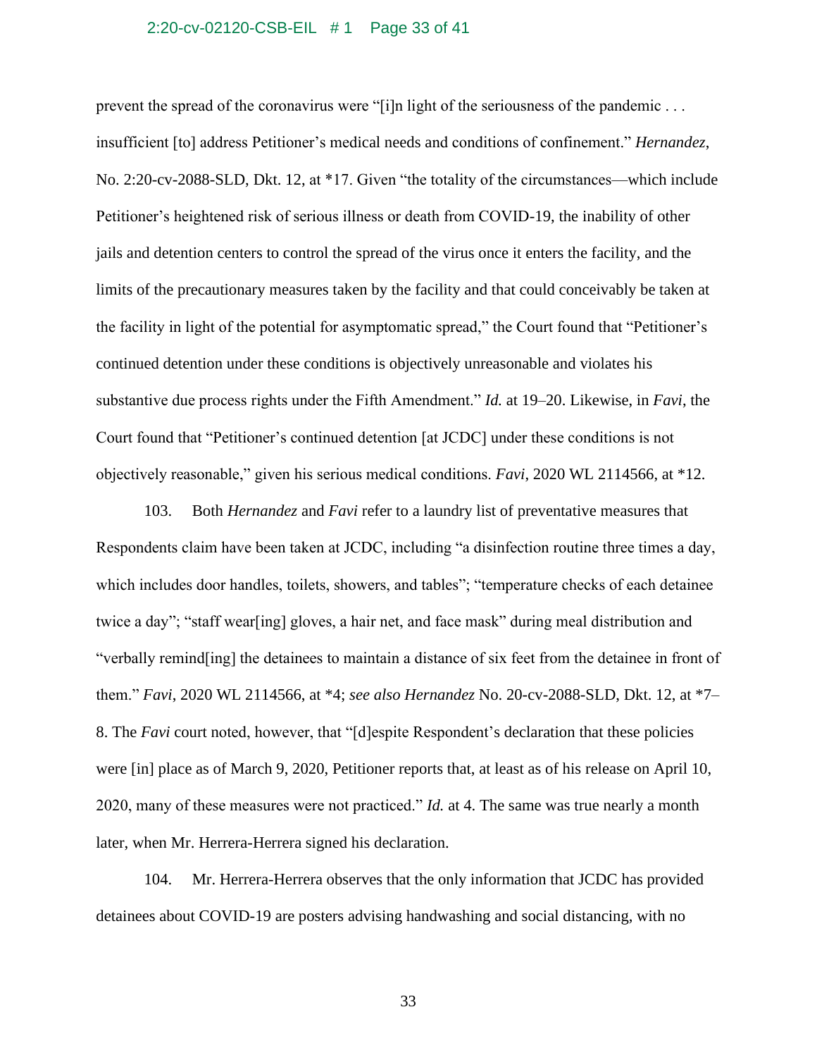prevent the spread of the coronavirus were "[i]n light of the seriousness of the pandemic . . . insufficient [to] address Petitioner's medical needs and conditions of confinement." *Hernandez*, No. 2:20-cv-2088-SLD, Dkt. 12, at *17. Given "the totality of the circumstances—which include Petitioner's heightened risk of serious illness or death from COVID-19, the inability of other jails and detention centers to control the spread of the virus once it enters the facility, and the limits of the precautionary measures taken by the facility and that could conceivably be taken at the facility in light of the potential for asymptomatic spread," the Court found that "Petitioner's continued detention under these conditions is objectively unreasonable and violates his substantive due process rights under the Fifth Amendment." *Id.* at 19–20. Likewise, in *Favi*, the Court found that "Petitioner's continued detention [at JCDC] under these conditions is not objectively reasonable," given his serious medical conditions. *Favi*, 2020 WL 2114566, at *12.

103. Both *Hernandez* and *Favi* refer to a laundry list of preventative measures that Respondents claim have been taken at JCDC, including "a disinfection routine three times a day, which includes door handles, toilets, showers, and tables"; "temperature checks of each detainee twice a day"; "staff wear[ing] gloves, a hair net, and face mask" during meal distribution and "verbally remind[ing] the detainees to maintain a distance of six feet from the detainee in front of them." *Favi*, 2020 WL 2114566, at *4; *see also Hernandez* No. 20-cv-2088-SLD, Dkt. 12, at *7–8. The *Favi* court noted, however, that "[d]espite Respondent's declaration that these policies were [in] place as of March 9, 2020, Petitioner reports that, at least as of his release on April 10, 2020, many of these measures were not practiced." *Id.* at 4. The same was true nearly a month later, when Mr. Herrera-Herrera signed his declaration.

104. Mr. Herrera-Herrera observes that the only information that JCDC has provided detainees about COVID-19 are posters advising handwashing and social distancing, with no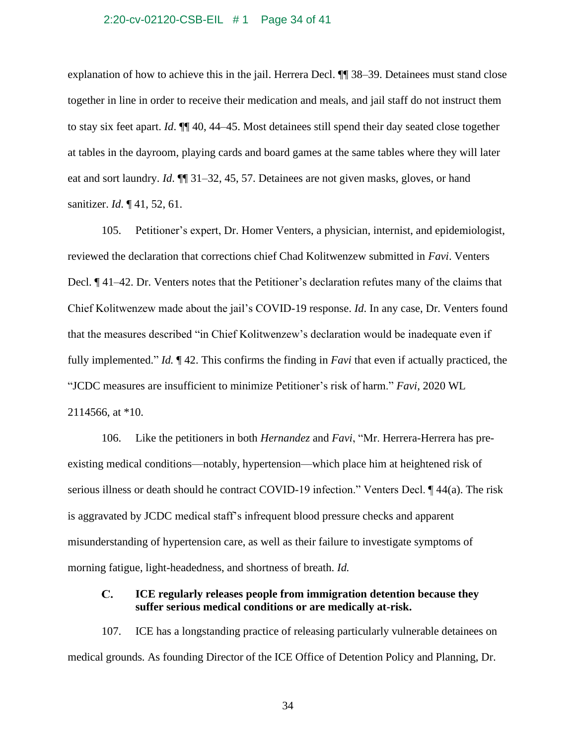explanation of how to achieve this in the jail. Herrera Decl. ¶¶ 38–39. Detainees must stand close together in line in order to receive their medication and meals, and jail staff do not instruct them to stay six feet apart. *Id*. ¶¶ 40, 44–45. Most detainees still spend their day seated close together at tables in the dayroom, playing cards and board games at the same tables where they will later eat and sort laundry. *Id*. ¶¶ 31–32, 45, 57. Detainees are not given masks, gloves, or hand sanitizer. *Id*. ¶ 41, 52, 61.

105. Petitioner's expert, Dr. Homer Venters, a physician, internist, and epidemiologist, reviewed the declaration that corrections chief Chad Kolitwenzew submitted in *Favi*. Venters Decl. ¶ 41–42. Dr. Venters notes that the Petitioner's declaration refutes many of the claims that Chief Kolitwenzew made about the jail's COVID-19 response. *Id*. In any case, Dr. Venters found that the measures described "in Chief Kolitwenzew's declaration would be inadequate even if fully implemented." *Id.* ¶ 42. This confirms the finding in *Favi* that even if actually practiced, the "JCDC measures are insufficient to minimize Petitioner's risk of harm." *Favi*, 2020 WL 2114566, at *10.

106. Like the petitioners in both *Hernandez* and *Favi*, "Mr. Herrera-Herrera has pre-existing medical conditions—notably, hypertension—which place him at heightened risk of serious illness or death should he contract COVID-19 infection." Venters Decl. ¶ 44(a). The risk is aggravated by JCDC medical staff's infrequent blood pressure checks and apparent misunderstanding of hypertension care, as well as their failure to investigate symptoms of morning fatigue, light-headedness, and shortness of breath. *Id.*

### C. ICE regularly releases people from immigration detention because they suffer serious medical conditions or are medically at-risk.

107. ICE has a longstanding practice of releasing particularly vulnerable detainees on medical grounds. As founding Director of the ICE Office of Detention Policy and Planning, Dr.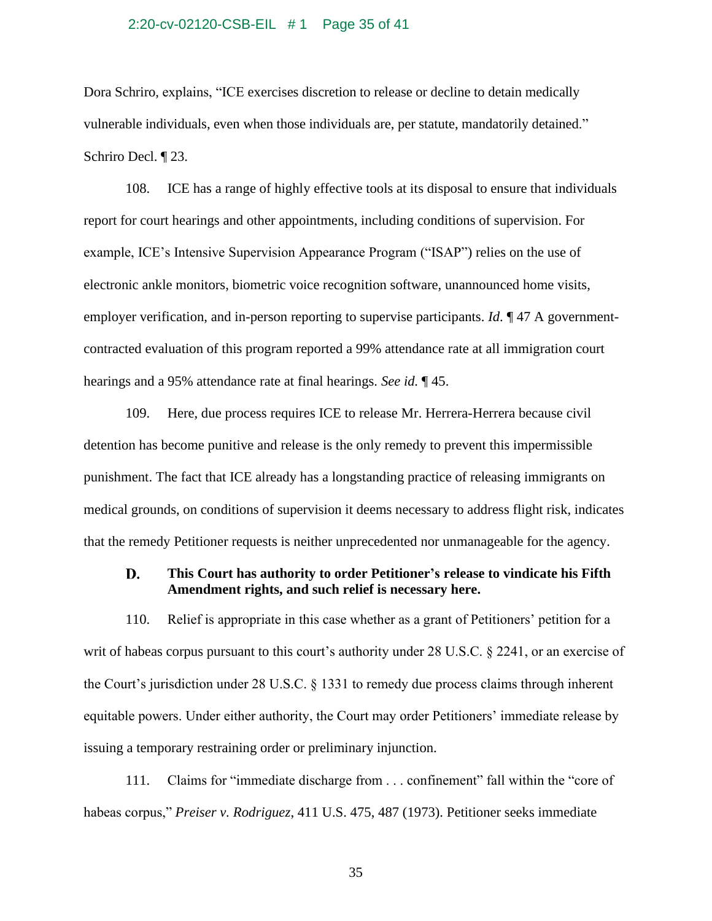Dora Schriro, explains, "ICE exercises discretion to release or decline to detain medically vulnerable individuals, even when those individuals are, per statute, mandatorily detained." Schriro Decl. ¶ 23.

108. ICE has a range of highly effective tools at its disposal to ensure that individuals report for court hearings and other appointments, including conditions of supervision. For example, ICE's Intensive Supervision Appearance Program ("ISAP") relies on the use of electronic ankle monitors, biometric voice recognition software, unannounced home visits, employer verification, and in-person reporting to supervise participants. *Id.* ¶ 47 A government-contracted evaluation of this program reported a 99% attendance rate at all immigration court hearings and a 95% attendance rate at final hearings. *See id.* ¶ 45.

109. Here, due process requires ICE to release Mr. Herrera-Herrera because civil detention has become punitive and release is the only remedy to prevent this impermissible punishment. The fact that ICE already has a longstanding practice of releasing immigrants on medical grounds, on conditions of supervision it deems necessary to address flight risk, indicates that the remedy Petitioner requests is neither unprecedented nor unmanageable for the agency.

### D. This Court has authority to order Petitioner's release to vindicate his Fifth Amendment rights, and such relief is necessary here.

110. Relief is appropriate in this case whether as a grant of Petitioners' petition for a writ of habeas corpus pursuant to this court's authority under 28 U.S.C. § 2241, or an exercise of the Court's jurisdiction under 28 U.S.C. § 1331 to remedy due process claims through inherent equitable powers. Under either authority, the Court may order Petitioners' immediate release by issuing a temporary restraining order or preliminary injunction.

111. Claims for "immediate discharge from . . . confinement" fall within the "core of habeas corpus," *Preiser v. Rodriguez*, 411 U.S. 475, 487 (1973). Petitioner seeks immediate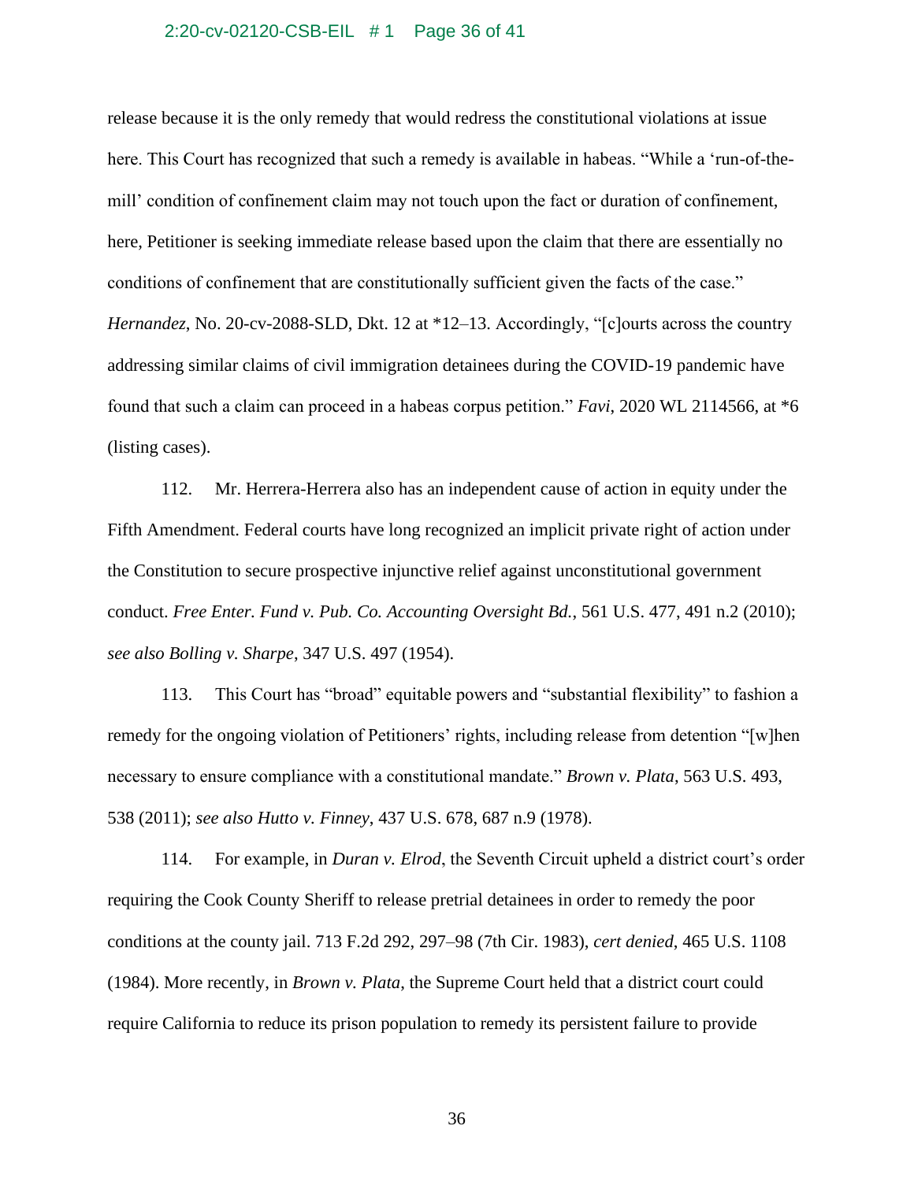release because it is the only remedy that would redress the constitutional violations at issue here. This Court has recognized that such a remedy is available in habeas. "While a 'run-of-the-mill' condition of confinement claim may not touch upon the fact or duration of confinement, here, Petitioner is seeking immediate release based upon the claim that there are essentially no conditions of confinement that are constitutionally sufficient given the facts of the case." *Hernandez*, No. 20-cv-2088-SLD, Dkt. 12 at *12–13. Accordingly, "[c]ourts across the country addressing similar claims of civil immigration detainees during the COVID-19 pandemic have found that such a claim can proceed in a habeas corpus petition." *Favi*, 2020 WL 2114566, at *6 (listing cases).

112. Mr. Herrera-Herrera also has an independent cause of action in equity under the Fifth Amendment. Federal courts have long recognized an implicit private right of action under the Constitution to secure prospective injunctive relief against unconstitutional government conduct. *Free Enter. Fund v. Pub. Co. Accounting Oversight Bd.*, 561 U.S. 477, 491 n.2 (2010); *see also Bolling v. Sharpe*, 347 U.S. 497 (1954).

113. This Court has "broad" equitable powers and "substantial flexibility" to fashion a remedy for the ongoing violation of Petitioners' rights, including release from detention "[w]hen necessary to ensure compliance with a constitutional mandate." *Brown v. Plata*, 563 U.S. 493, 538 (2011); *see also Hutto v. Finney*, 437 U.S. 678, 687 n.9 (1978).

114. For example, in *Duran v. Elrod*, the Seventh Circuit upheld a district court's order requiring the Cook County Sheriff to release pretrial detainees in order to remedy the poor conditions at the county jail. 713 F.2d 292, 297–98 (7th Cir. 1983), *cert denied*, 465 U.S. 1108 (1984). More recently, in *Brown v. Plata*, the Supreme Court held that a district court could require California to reduce its prison population to remedy its persistent failure to provide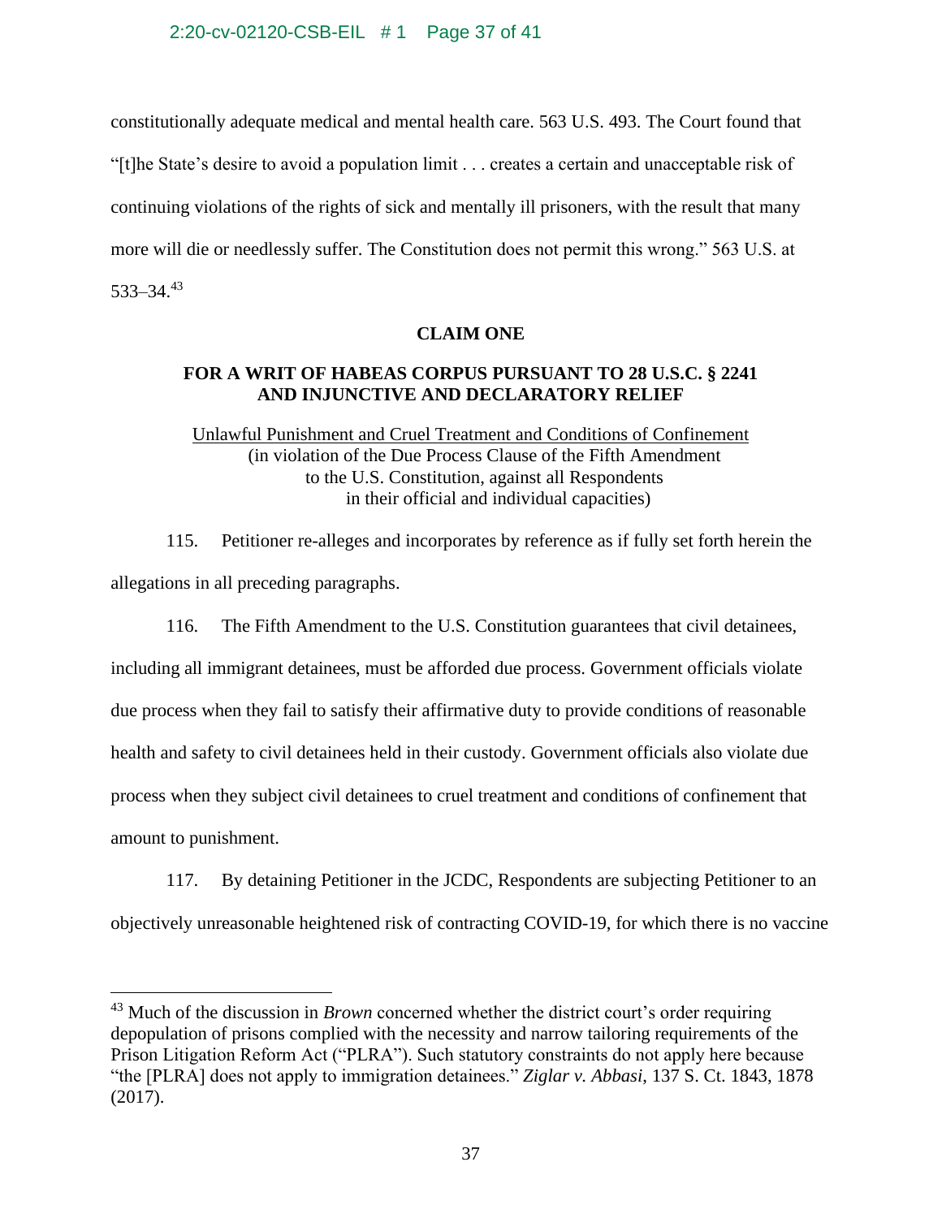constitutionally adequate medical and mental health care. 563 U.S. 493. The Court found that "[t]he State's desire to avoid a population limit . . . creates a certain and unacceptable risk of continuing violations of the rights of sick and mentally ill prisoners, with the result that many more will die or needlessly suffer. The Constitution does not permit this wrong." 563 U.S. at 533–34.[43]

**CLAIM ONE**

**FOR A WRIT OF HABEAS CORPUS PURSUANT TO 28 U.S.C. § 2241 AND INJUNCTIVE AND DECLARATORY RELIEF**

Unlawful Punishment and Cruel Treatment and Conditions of Confinement
(in violation of the Due Process Clause of the Fifth Amendment to the U.S. Constitution, against all Respondents in their official and individual capacities)

115. Petitioner re-alleges and incorporates by reference as if fully set forth herein the allegations in all preceding paragraphs.

116. The Fifth Amendment to the U.S. Constitution guarantees that civil detainees, including all immigrant detainees, must be afforded due process. Government officials violate due process when they fail to satisfy their affirmative duty to provide conditions of reasonable health and safety to civil detainees held in their custody. Government officials also violate due process when they subject civil detainees to cruel treatment and conditions of confinement that amount to punishment.

117. By detaining Petitioner in the JCDC, Respondents are subjecting Petitioner to an objectively unreasonable heightened risk of contracting COVID-19, for which there is no vaccine

---

[43] Much of the discussion in *Brown* concerned whether the district court's order requiring depopulation of prisons complied with the necessity and narrow tailoring requirements of the Prison Litigation Reform Act ("PLRA"). Such statutory constraints do not apply here because "the [PLRA] does not apply to immigration detainees." *Ziglar v. Abbasi*, 137 S. Ct. 1843, 1878 (2017).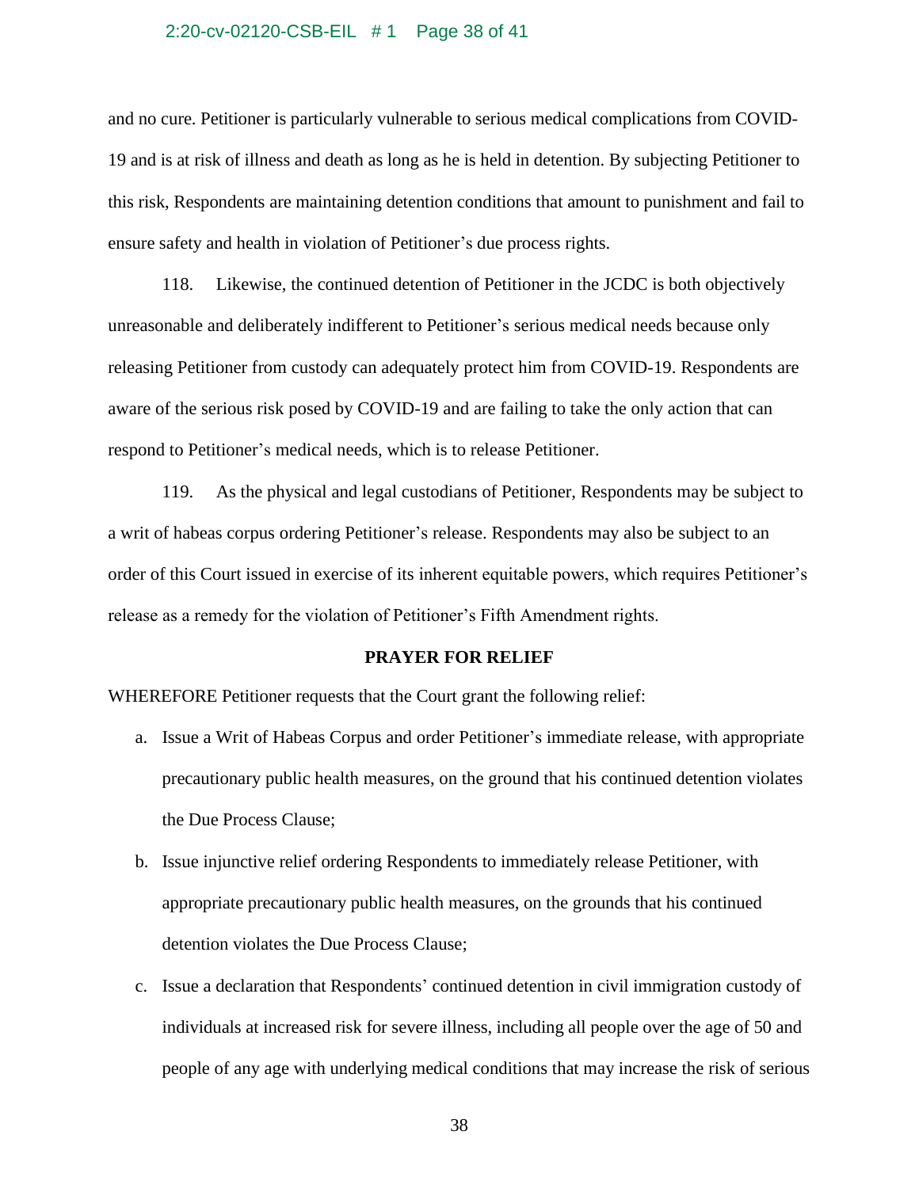and no cure. Petitioner is particularly vulnerable to serious medical complications from COVID-19 and is at risk of illness and death as long as he is held in detention. By subjecting Petitioner to this risk, Respondents are maintaining detention conditions that amount to punishment and fail to ensure safety and health in violation of Petitioner's due process rights.

118. Likewise, the continued detention of Petitioner in the JCDC is both objectively unreasonable and deliberately indifferent to Petitioner's serious medical needs because only releasing Petitioner from custody can adequately protect him from COVID-19. Respondents are aware of the serious risk posed by COVID-19 and are failing to take the only action that can respond to Petitioner's medical needs, which is to release Petitioner.

119. As the physical and legal custodians of Petitioner, Respondents may be subject to a writ of habeas corpus ordering Petitioner's release. Respondents may also be subject to an order of this Court issued in exercise of its inherent equitable powers, which requires Petitioner's release as a remedy for the violation of Petitioner's Fifth Amendment rights.

## PRAYER FOR RELIEF

WHEREFORE Petitioner requests that the Court grant the following relief:

a. Issue a Writ of Habeas Corpus and order Petitioner's immediate release, with appropriate precautionary public health measures, on the ground that his continued detention violates the Due Process Clause;

b. Issue injunctive relief ordering Respondents to immediately release Petitioner, with appropriate precautionary public health measures, on the grounds that his continued detention violates the Due Process Clause;

c. Issue a declaration that Respondents' continued detention in civil immigration custody of individuals at increased risk for severe illness, including all people over the age of 50 and people of any age with underlying medical conditions that may increase the risk of serious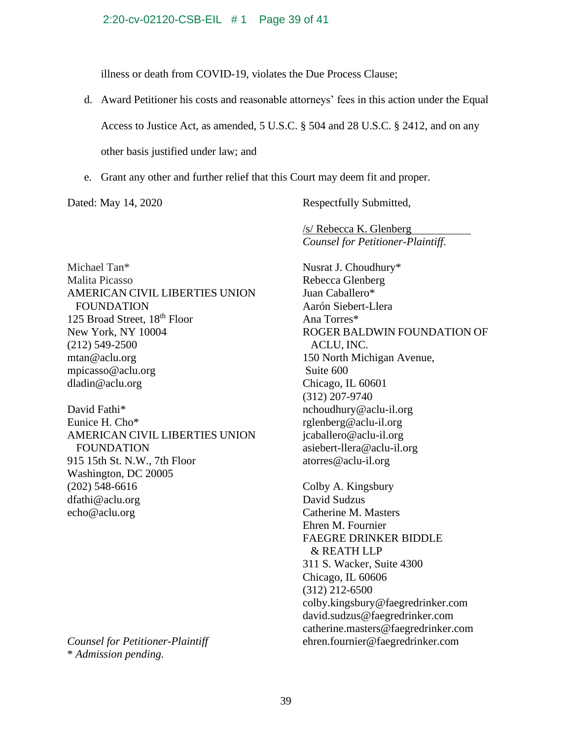illness or death from COVID-19, violates the Due Process Clause;

d. Award Petitioner his costs and reasonable attorneys' fees in this action under the Equal Access to Justice Act, as amended, 5 U.S.C. § 504 and 28 U.S.C. § 2412, and on any other basis justified under law; and

e. Grant any other and further relief that this Court may deem fit and proper.

Dated: May 14, 2020

Respectfully Submitted,

/s/ Rebecca K. Glenberg
*Counsel for Petitioner-Plaintiff.*

Michael Tan*
Malita Picasso
AMERICAN CIVIL LIBERTIES UNION FOUNDATION
125 Broad Street, 18th Floor
New York, NY 10004
(212) 549-2500
mtan@aclu.org
mpicasso@aclu.org
dladin@aclu.org

David Fathi*
Eunice H. Cho*
AMERICAN CIVIL LIBERTIES UNION FOUNDATION
915 15th St. N.W., 7th Floor
Washington, DC 20005
(202) 548-6616
dfathi@aclu.org
echo@aclu.org

Nusrat J. Choudhury*
Rebecca Glenberg
Juan Caballero*
Aarón Siebert-Llera
Ana Torres*
ROGER BALDWIN FOUNDATION OF ACLU, INC.
150 North Michigan Avenue, Suite 600
Chicago, IL 60601
(312) 207-9740
nchoudhury@aclu-il.org
rglenberg@aclu-il.org
jcaballero@aclu-il.org
asiebert-llera@aclu-il.org
atorres@aclu-il.org

Colby A. Kingsbury
David Sudzus
Catherine M. Masters
Ehren M. Fournier
FAEGRE DRINKER BIDDLE & REATH LLP
311 S. Wacker, Suite 4300
Chicago, IL 60606
(312) 212-6500
colby.kingsbury@faegredrinker.com
david.sudzus@faegredrinker.com
catherine.masters@faegredrinker.com
ehren.fournier@faegredrinker.com

*Counsel for Petitioner-Plaintiff*
* *Admission pending.*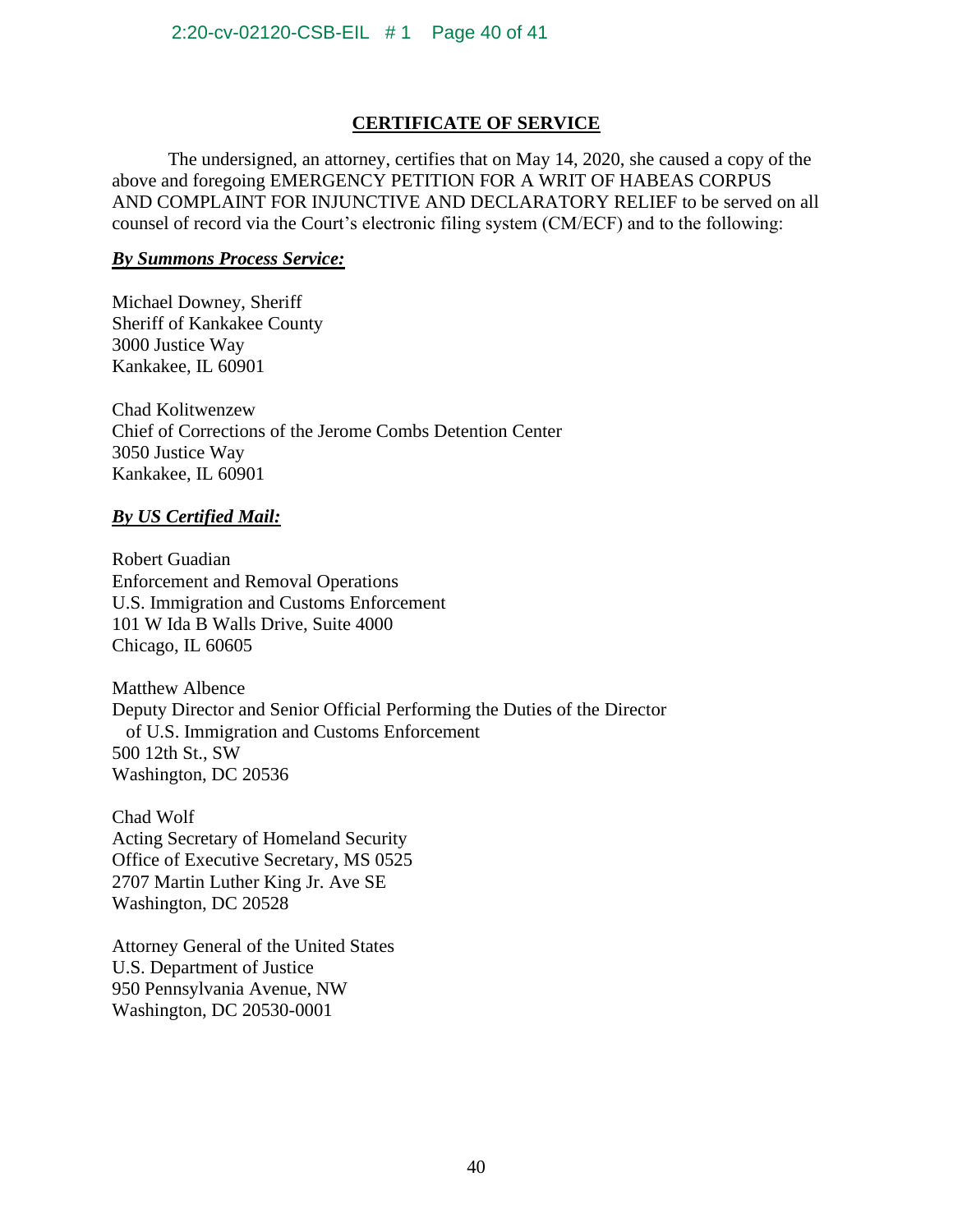## CERTIFICATE OF SERVICE

The undersigned, an attorney, certifies that on May 14, 2020, she caused a copy of the above and foregoing EMERGENCY PETITION FOR A WRIT OF HABEAS CORPUS AND COMPLAINT FOR INJUNCTIVE AND DECLARATORY RELIEF to be served on all counsel of record via the Court's electronic filing system (CM/ECF) and to the following:

***By Summons Process Service:***

Michael Downey, Sheriff
Sheriff of Kankakee County
3000 Justice Way
Kankakee, IL 60901

Chad Kolitwenzew
Chief of Corrections of the Jerome Combs Detention Center
3050 Justice Way
Kankakee, IL 60901

***By US Certified Mail:***

Robert Guadian
Enforcement and Removal Operations
U.S. Immigration and Customs Enforcement
101 W Ida B Walls Drive, Suite 4000
Chicago, IL 60605

Matthew Albence
Deputy Director and Senior Official Performing the Duties of the Director
of U.S. Immigration and Customs Enforcement
500 12th St., SW
Washington, DC 20536

Chad Wolf
Acting Secretary of Homeland Security
Office of Executive Secretary, MS 0525
2707 Martin Luther King Jr. Ave SE
Washington, DC 20528

Attorney General of the United States
U.S. Department of Justice
950 Pennsylvania Avenue, NW
Washington, DC 20530-0001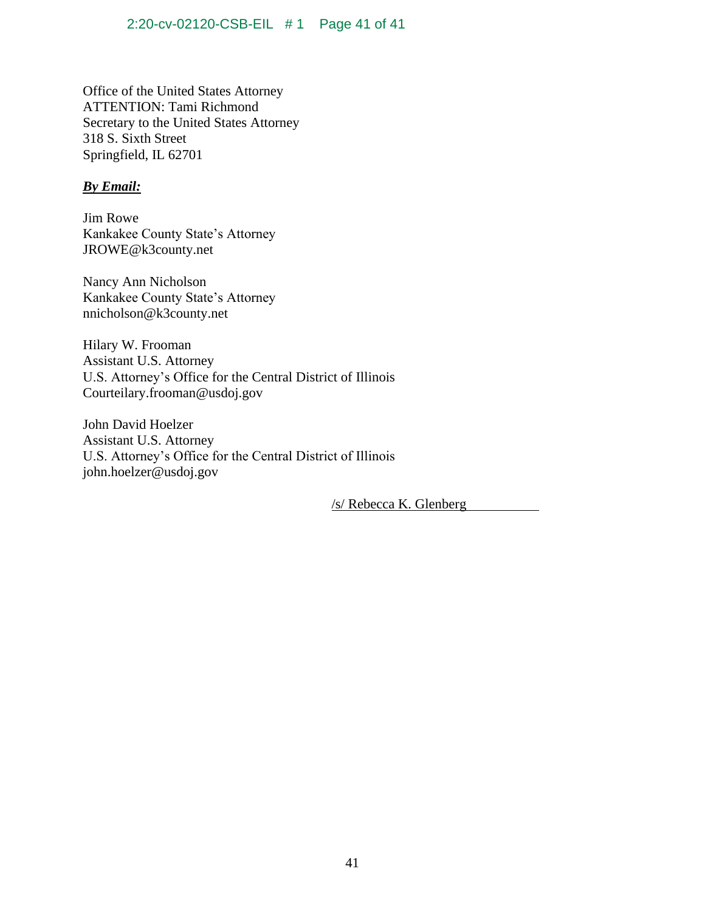Office of the United States Attorney
ATTENTION: Tami Richmond
Secretary to the United States Attorney
318 S. Sixth Street
Springfield, IL 62701

***By Email:***

Jim Rowe
Kankakee County State's Attorney
JROWE@k3county.net

Nancy Ann Nicholson
Kankakee County State's Attorney
nnicholson@k3county.net

Hilary W. Frooman
Assistant U.S. Attorney
U.S. Attorney's Office for the Central District of Illinois
Courteilary.frooman@usdoj.gov

John David Hoelzer
Assistant U.S. Attorney
U.S. Attorney's Office for the Central District of Illinois
john.hoelzer@usdoj.gov

/s/ Rebecca K. Glenberg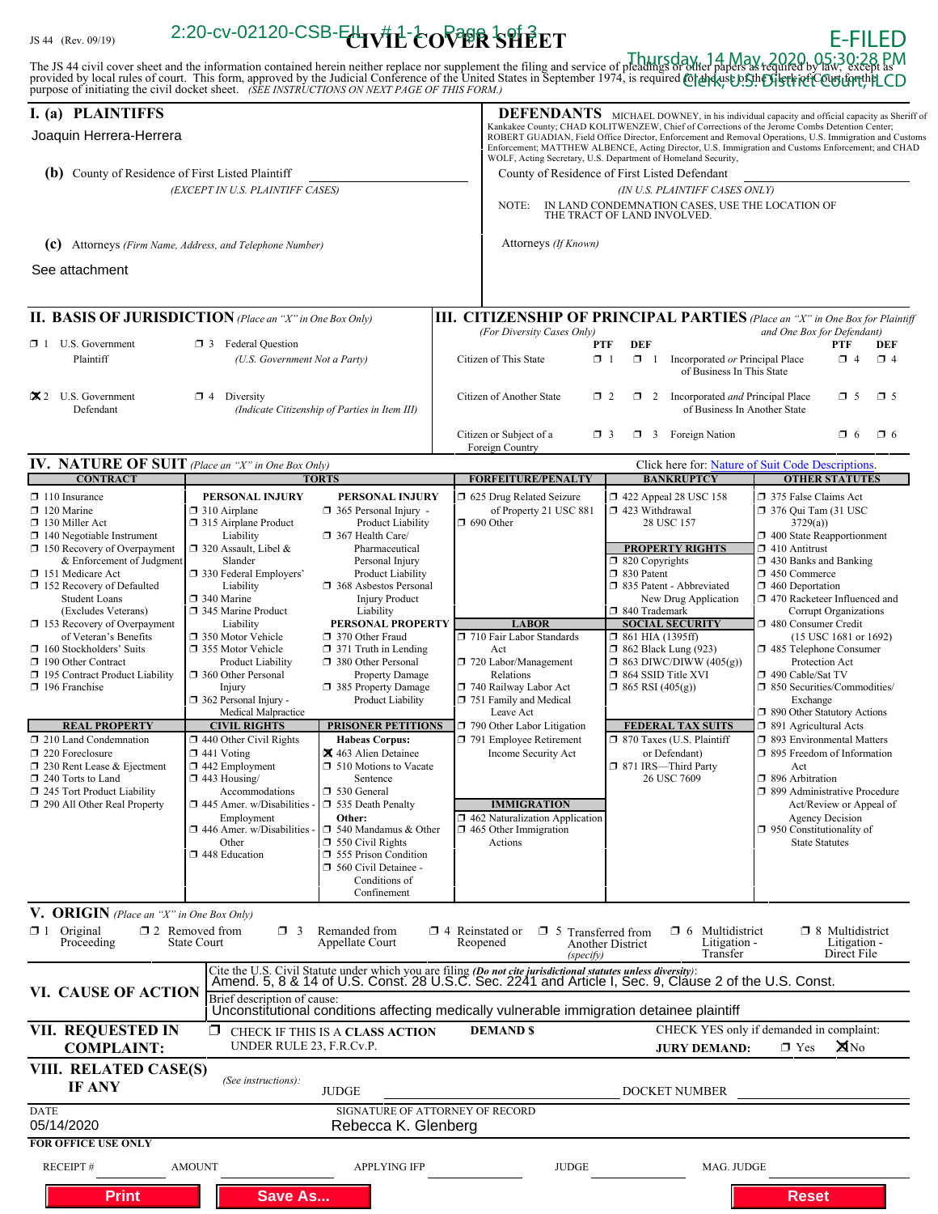2:20-cv-02120-CSB-EIL # 1-1 Page 1 of 3

E-FILED
Thursday, 14 May, 2020 05:30:28 PM
Clerk, U.S. District Court, ILCD

JS 44 (Rev. 09/19)

# CIVIL COVER SHEET

The JS 44 civil cover sheet and the information contained herein neither replace nor supplement the filing and service of pleadings or other papers as required by law, except as provided by local rules of court. This form, approved by the Judicial Conference of the United States in September 1974, is required for the use of the Clerk of Court for the purpose of initiating the civil docket sheet. *(SEE INSTRUCTIONS ON NEXT PAGE OF THIS FORM.)*

## I. (a) PLAINTIFFS

Joaquin Herrera-Herrera

**DEFENDANTS** MICHAEL DOWNEY, in his individual capacity and official capacity as Sheriff of Kankakee County; CHAD KOLITWENZEW, Chief of Corrections of the Jerome Combs Detention Center; ROBERT GUADIAN, Field Office Director, Enforcement and Removal Operations, U.S. Immigration and Customs Enforcement; MATTHEW ALBENCE, Acting Director, U.S. Immigration and Customs Enforcement; and CHAD WOLF, Acting Secretary, U.S. Department of Homeland Security,

**(b)** County of Residence of First Listed Plaintiff
*(EXCEPT IN U.S. PLAINTIFF CASES)*

County of Residence of First Listed Defendant
*(IN U.S. PLAINTIFF CASES ONLY)*

NOTE: IN LAND CONDEMNATION CASES, USE THE LOCATION OF THE TRACT OF LAND INVOLVED.

**(c)** Attorneys *(Firm Name, Address, and Telephone Number)*

See attachment

Attorneys *(If Known)*

## II. BASIS OF JURISDICTION *(Place an "X" in One Box Only)*

- ☐ 1 U.S. Government Plaintiff
- ☐ 3 Federal Question *(U.S. Government Not a Party)*
- ☒ 2 U.S. Government Defendant
- ☐ 4 Diversity *(Indicate Citizenship of Parties in Item III)*

## III. CITIZENSHIP OF PRINCIPAL PARTIES *(Place an "X" in One Box for Plaintiff and One Box for Defendant)*

*(For Diversity Cases Only)*

| | PTF | DEF | | PTF | DEF |
|---|---|---|---|---|---|
| Citizen of This State | ☐ 1 | ☐ 1 | Incorporated *or* Principal Place of Business In This State | ☐ 4 | ☐ 4 |
| Citizen of Another State | ☐ 2 | ☐ 2 | Incorporated *and* Principal Place of Business In Another State | ☐ 5 | ☐ 5 |
| Citizen or Subject of a Foreign Country | ☐ 3 | ☐ 3 | Foreign Nation | ☐ 6 | ☐ 6 |

## IV. NATURE OF SUIT *(Place an "X" in One Box Only)*

Click here for: Nature of Suit Code Descriptions.

**CONTRACT**
- ☐ 110 Insurance
- ☐ 120 Marine
- ☐ 130 Miller Act
- ☐ 140 Negotiable Instrument
- ☐ 150 Recovery of Overpayment & Enforcement of Judgment
- ☐ 151 Medicare Act
- ☐ 152 Recovery of Defaulted Student Loans (Excludes Veterans)
- ☐ 153 Recovery of Overpayment of Veteran's Benefits
- ☐ 160 Stockholders' Suits
- ☐ 190 Other Contract
- ☐ 195 Contract Product Liability
- ☐ 196 Franchise

**REAL PROPERTY**
- ☐ 210 Land Condemnation
- ☐ 220 Foreclosure
- ☐ 230 Rent Lease & Ejectment
- ☐ 240 Torts to Land
- ☐ 245 Tort Product Liability
- ☐ 290 All Other Real Property

**TORTS**

PERSONAL INJURY
- ☐ 310 Airplane
- ☐ 315 Airplane Product Liability
- ☐ 320 Assault, Libel & Slander
- ☐ 330 Federal Employers' Liability
- ☐ 340 Marine
- ☐ 345 Marine Product Liability
- ☐ 350 Motor Vehicle
- ☐ 355 Motor Vehicle Product Liability
- ☐ 360 Other Personal Injury
- ☐ 362 Personal Injury - Medical Malpractice

PERSONAL INJURY
- ☐ 365 Personal Injury - Product Liability
- ☐ 367 Health Care/ Pharmaceutical Personal Injury Product Liability
- ☐ 368 Asbestos Personal Injury Product Liability

PERSONAL PROPERTY
- ☐ 370 Other Fraud
- ☐ 371 Truth in Lending
- ☐ 380 Other Personal Property Damage
- ☐ 385 Property Damage Product Liability

**CIVIL RIGHTS**
- ☐ 440 Other Civil Rights
- ☐ 441 Voting
- ☐ 442 Employment
- ☐ 443 Housing/ Accommodations
- ☐ 445 Amer. w/Disabilities - Employment
- ☐ 446 Amer. w/Disabilities - Other
- ☐ 448 Education

**PRISONER PETITIONS**

Habeas Corpus:
- ☒ 463 Alien Detainee
- ☐ 510 Motions to Vacate Sentence
- ☐ 530 General
- ☐ 535 Death Penalty

Other:
- ☐ 540 Mandamus & Other
- ☐ 550 Civil Rights
- ☐ 555 Prison Condition
- ☐ 560 Civil Detainee - Conditions of Confinement

**FORFEITURE/PENALTY**
- ☐ 625 Drug Related Seizure of Property 21 USC 881
- ☐ 690 Other

**LABOR**
- ☐ 710 Fair Labor Standards Act
- ☐ 720 Labor/Management Relations
- ☐ 740 Railway Labor Act
- ☐ 751 Family and Medical Leave Act
- ☐ 790 Other Labor Litigation
- ☐ 791 Employee Retirement Income Security Act

**IMMIGRATION**
- ☐ 462 Naturalization Application
- ☐ 465 Other Immigration Actions

**BANKRUPTCY**
- ☐ 422 Appeal 28 USC 158
- ☐ 423 Withdrawal 28 USC 157

**PROPERTY RIGHTS**
- ☐ 820 Copyrights
- ☐ 830 Patent
- ☐ 835 Patent - Abbreviated New Drug Application
- ☐ 840 Trademark

**SOCIAL SECURITY**
- ☐ 861 HIA (1395ff)
- ☐ 862 Black Lung (923)
- ☐ 863 DIWC/DIWW (405(g))
- ☐ 864 SSID Title XVI
- ☐ 865 RSI (405(g))

**FEDERAL TAX SUITS**
- ☐ 870 Taxes (U.S. Plaintiff or Defendant)
- ☐ 871 IRS—Third Party 26 USC 7609

**OTHER STATUTES**
- ☐ 375 False Claims Act
- ☐ 376 Qui Tam (31 USC 3729(a))
- ☐ 400 State Reapportionment
- ☐ 410 Antitrust
- ☐ 430 Banks and Banking
- ☐ 450 Commerce
- ☐ 460 Deportation
- ☐ 470 Racketeer Influenced and Corrupt Organizations
- ☐ 480 Consumer Credit (15 USC 1681 or 1692)
- ☐ 485 Telephone Consumer Protection Act
- ☐ 490 Cable/Sat TV
- ☐ 850 Securities/Commodities/ Exchange
- ☐ 890 Other Statutory Actions
- ☐ 891 Agricultural Acts
- ☐ 893 Environmental Matters
- ☐ 895 Freedom of Information Act
- ☐ 896 Arbitration
- ☐ 899 Administrative Procedure Act/Review or Appeal of Agency Decision
- ☐ 950 Constitutionality of State Statutes

## V. ORIGIN *(Place an "X" in One Box Only)*

- ☐ 1 Original Proceeding
- ☐ 2 Removed from State Court
- ☐ 3 Remanded from Appellate Court
- ☐ 4 Reinstated or Reopened
- ☐ 5 Transferred from Another District *(specify)*
- ☐ 6 Multidistrict Litigation - Transfer
- ☐ 8 Multidistrict Litigation - Direct File

## VI. CAUSE OF ACTION

Cite the U.S. Civil Statute under which you are filing *(Do not cite jurisdictional statutes unless diversity)*:
Amend. 5, 8 & 14 of U.S. Const. 28 U.S.C. Sec. 2241 and Article I, Sec. 9, Clause 2 of the U.S. Const.

Brief description of cause:
Unconstitutional conditions affecting medically vulnerable immigration detainee plaintiff

## VII. REQUESTED IN COMPLAINT:

☐ CHECK IF THIS IS A **CLASS ACTION** UNDER RULE 23, F.R.Cv.P.

**DEMAND $**

CHECK YES only if demanded in complaint:
**JURY DEMAND:** ☐ Yes ☒ No

## VIII. RELATED CASE(S) IF ANY

*(See instructions):*

JUDGE &nbsp;&nbsp;&nbsp;&nbsp; DOCKET NUMBER

DATE
05/14/2020

SIGNATURE OF ATTORNEY OF RECORD
Rebecca K. Glenberg

**FOR OFFICE USE ONLY**

RECEIPT # &nbsp;&nbsp; AMOUNT &nbsp;&nbsp; APPLYING IFP &nbsp;&nbsp; JUDGE &nbsp;&nbsp; MAG. JUDGE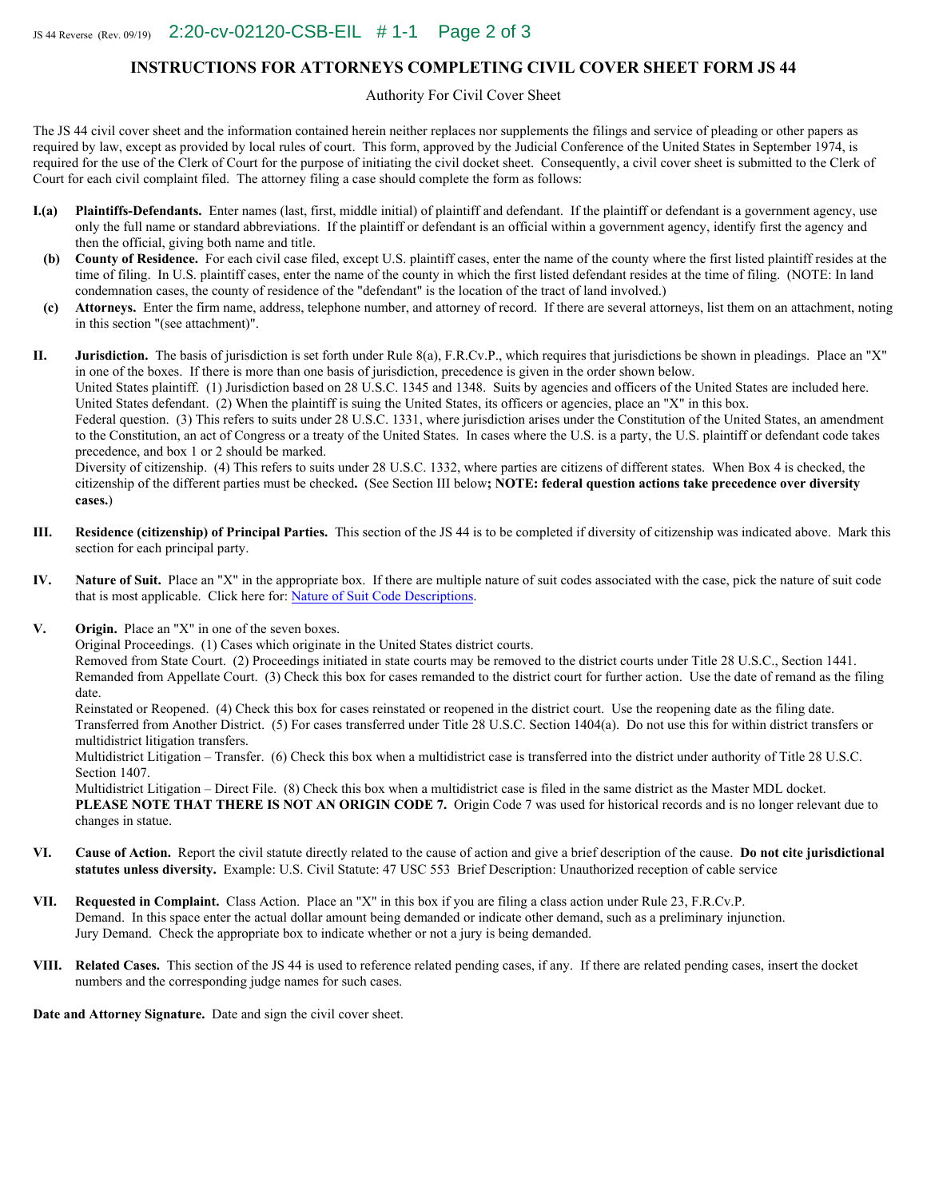# INSTRUCTIONS FOR ATTORNEYS COMPLETING CIVIL COVER SHEET FORM JS 44

Authority For Civil Cover Sheet

The JS 44 civil cover sheet and the information contained herein neither replaces nor supplements the filings and service of pleading or other papers as required by law, except as provided by local rules of court. This form, approved by the Judicial Conference of the United States in September 1974, is required for the use of the Clerk of Court for the purpose of initiating the civil docket sheet. Consequently, a civil cover sheet is submitted to the Clerk of Court for each civil complaint filed. The attorney filing a case should complete the form as follows:

**I.(a) Plaintiffs-Defendants.** Enter names (last, first, middle initial) of plaintiff and defendant. If the plaintiff or defendant is a government agency, use only the full name or standard abbreviations. If the plaintiff or defendant is an official within a government agency, identify first the agency and then the official, giving both name and title.

**(b) County of Residence.** For each civil case filed, except U.S. plaintiff cases, enter the name of the county where the first listed plaintiff resides at the time of filing. In U.S. plaintiff cases, enter the name of the county in which the first listed defendant resides at the time of filing. (NOTE: In land condemnation cases, the county of residence of the "defendant" is the location of the tract of land involved.)

**(c) Attorneys.** Enter the firm name, address, telephone number, and attorney of record. If there are several attorneys, list them on an attachment, noting in this section "(see attachment)".

**II. Jurisdiction.** The basis of jurisdiction is set forth under Rule 8(a), F.R.Cv.P., which requires that jurisdictions be shown in pleadings. Place an "X" in one of the boxes. If there is more than one basis of jurisdiction, precedence is given in the order shown below.
United States plaintiff. (1) Jurisdiction based on 28 U.S.C. 1345 and 1348. Suits by agencies and officers of the United States are included here.
United States defendant. (2) When the plaintiff is suing the United States, its officers or agencies, place an "X" in this box.
Federal question. (3) This refers to suits under 28 U.S.C. 1331, where jurisdiction arises under the Constitution of the United States, an amendment to the Constitution, an act of Congress or a treaty of the United States. In cases where the U.S. is a party, the U.S. plaintiff or defendant code takes precedence, and box 1 or 2 should be marked.
Diversity of citizenship. (4) This refers to suits under 28 U.S.C. 1332, where parties are citizens of different states. When Box 4 is checked, the citizenship of the different parties must be checked**.** (See Section III below**; NOTE: federal question actions take precedence over diversity cases.**)

**III. Residence (citizenship) of Principal Parties.** This section of the JS 44 is to be completed if diversity of citizenship was indicated above. Mark this section for each principal party.

**IV. Nature of Suit.** Place an "X" in the appropriate box. If there are multiple nature of suit codes associated with the case, pick the nature of suit code that is most applicable. Click here for: Nature of Suit Code Descriptions.

**V. Origin.** Place an "X" in one of the seven boxes.
Original Proceedings. (1) Cases which originate in the United States district courts.
Removed from State Court. (2) Proceedings initiated in state courts may be removed to the district courts under Title 28 U.S.C., Section 1441.
Remanded from Appellate Court. (3) Check this box for cases remanded to the district court for further action. Use the date of remand as the filing date.
Reinstated or Reopened. (4) Check this box for cases reinstated or reopened in the district court. Use the reopening date as the filing date.
Transferred from Another District. (5) For cases transferred under Title 28 U.S.C. Section 1404(a). Do not use this for within district transfers or multidistrict litigation transfers.
Multidistrict Litigation – Transfer. (6) Check this box when a multidistrict case is transferred into the district under authority of Title 28 U.S.C. Section 1407.
Multidistrict Litigation – Direct File. (8) Check this box when a multidistrict case is filed in the same district as the Master MDL docket.
**PLEASE NOTE THAT THERE IS NOT AN ORIGIN CODE 7.** Origin Code 7 was used for historical records and is no longer relevant due to changes in statue.

**VI. Cause of Action.** Report the civil statute directly related to the cause of action and give a brief description of the cause. **Do not cite jurisdictional statutes unless diversity.** Example: U.S. Civil Statute: 47 USC 553 Brief Description: Unauthorized reception of cable service

**VII. Requested in Complaint.** Class Action. Place an "X" in this box if you are filing a class action under Rule 23, F.R.Cv.P.
Demand. In this space enter the actual dollar amount being demanded or indicate other demand, such as a preliminary injunction.
Jury Demand. Check the appropriate box to indicate whether or not a jury is being demanded.

**VIII. Related Cases.** This section of the JS 44 is used to reference related pending cases, if any. If there are related pending cases, insert the docket numbers and the corresponding judge names for such cases.

**Date and Attorney Signature.** Date and sign the civil cover sheet.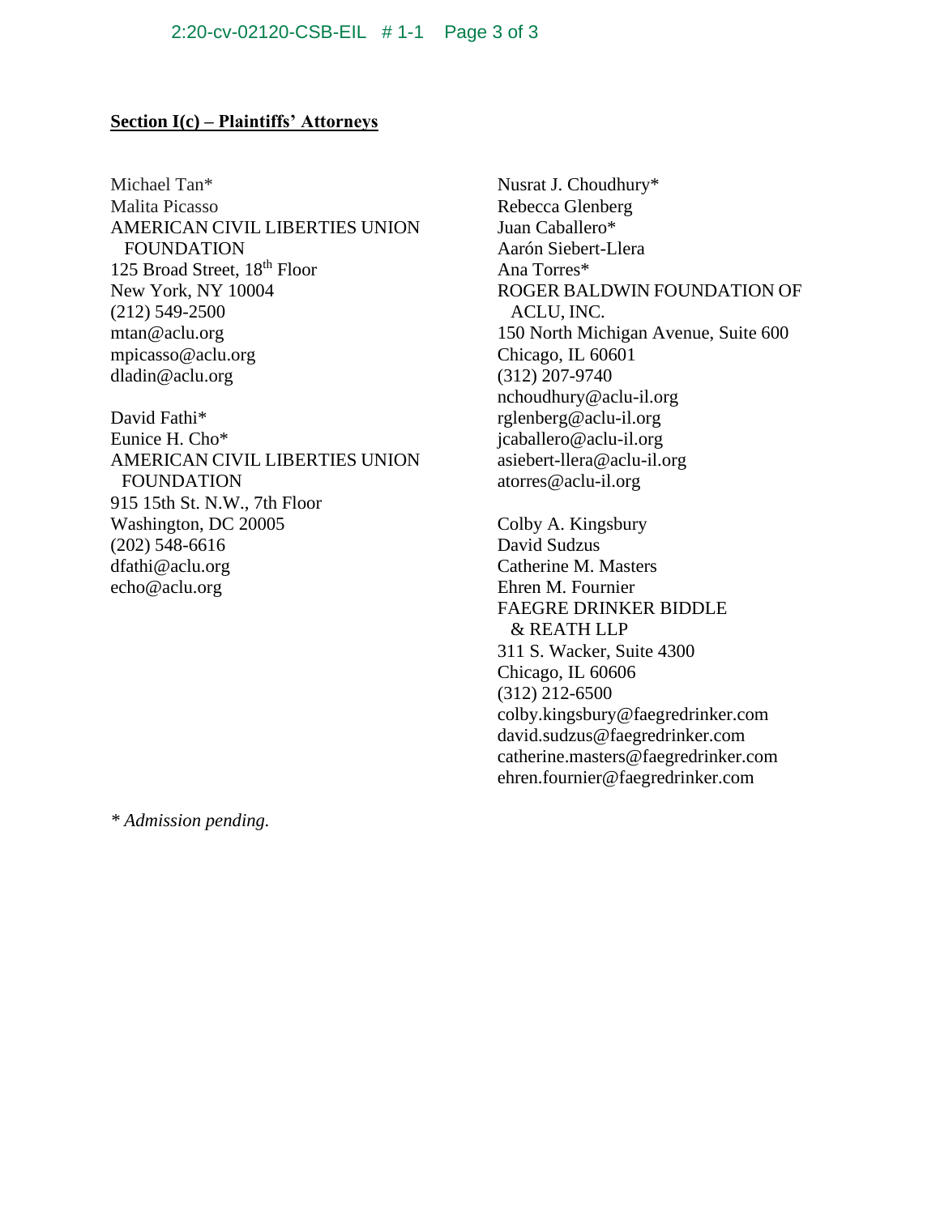**Section I(c) – Plaintiffs' Attorneys**

Michael Tan*
Malita Picasso
AMERICAN CIVIL LIBERTIES UNION FOUNDATION
125 Broad Street, 18th Floor
New York, NY 10004
(212) 549-2500
mtan@aclu.org
mpicasso@aclu.org
dladin@aclu.org

David Fathi*
Eunice H. Cho*
AMERICAN CIVIL LIBERTIES UNION FOUNDATION
915 15th St. N.W., 7th Floor
Washington, DC 20005
(202) 548-6616
dfathi@aclu.org
echo@aclu.org

Nusrat J. Choudhury*
Rebecca Glenberg
Juan Caballero*
Aarón Siebert-Llera
Ana Torres*
ROGER BALDWIN FOUNDATION OF ACLU, INC.
150 North Michigan Avenue, Suite 600
Chicago, IL 60601
(312) 207-9740
nchoudhury@aclu-il.org
rglenberg@aclu-il.org
jcaballero@aclu-il.org
asiebert-llera@aclu-il.org
atorres@aclu-il.org

Colby A. Kingsbury
David Sudzus
Catherine M. Masters
Ehren M. Fournier
FAEGRE DRINKER BIDDLE & REATH LLP
311 S. Wacker, Suite 4300
Chicago, IL 60606
(312) 212-6500
colby.kingsbury@faegredrinker.com
david.sudzus@faegredrinker.com
catherine.masters@faegredrinker.com
ehren.fournier@faegredrinker.com

*\* Admission pending.*